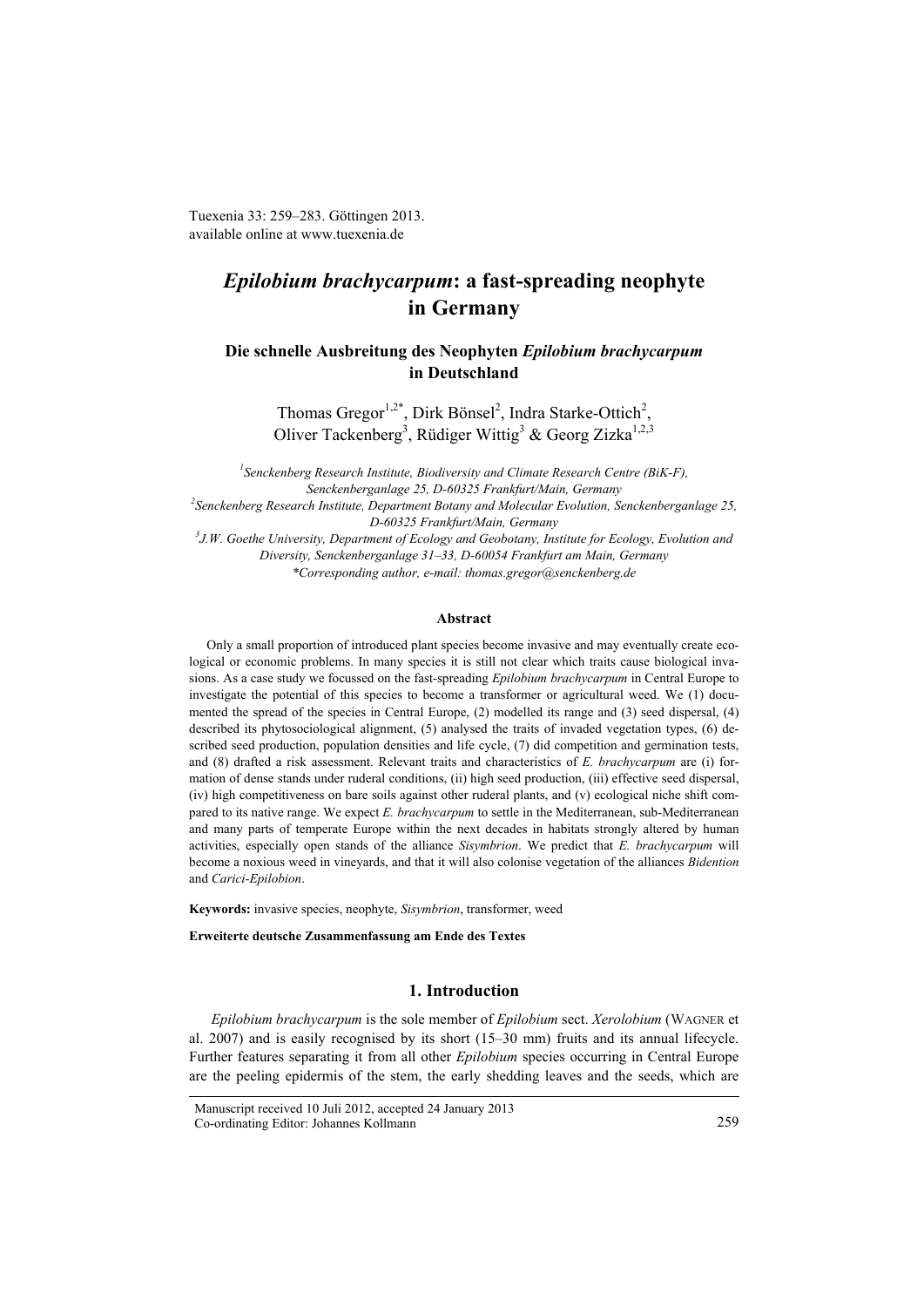Tuexenia 33: 259–283. Göttingen 2013.
available online at www.tuexenia.de

# *Epilobium brachycarpum*: a fast-spreading neophyte in Germany

## Die schnelle Ausbreitung des Neophyten *Epilobium brachycarpum* in Deutschland

Thomas Gregor[1,2*], Dirk Bönsel[2], Indra Starke-Ottich[2], Oliver Tackenberg[3], Rüdiger Wittig[3] & Georg Zizka[1,2,3]

[1] *Senckenberg Research Institute, Biodiversity and Climate Research Centre (BiK-F), Senckenberganlage 25, D-60325 Frankfurt/Main, Germany*

[2] *Senckenberg Research Institute, Department Botany and Molecular Evolution, Senckenberganlage 25, D-60325 Frankfurt/Main, Germany*

[3] *J.W. Goethe University, Department of Ecology and Geobotany, Institute for Ecology, Evolution and Diversity, Senckenberganlage 31–33, D-60054 Frankfurt am Main, Germany*

*\*Corresponding author, e-mail: thomas.gregor@senckenberg.de*

### Abstract

Only a small proportion of introduced plant species become invasive and may eventually create ecological or economic problems. In many species it is still not clear which traits cause biological invasions. As a case study we focussed on the fast-spreading *Epilobium brachycarpum* in Central Europe to investigate the potential of this species to become a transformer or agricultural weed. We (1) documented the spread of the species in Central Europe, (2) modelled its range and (3) seed dispersal, (4) described its phytosociological alignment, (5) analysed the traits of invaded vegetation types, (6) described seed production, population densities and life cycle, (7) did competition and germination tests, and (8) drafted a risk assessment. Relevant traits and characteristics of *E. brachycarpum* are (i) formation of dense stands under ruderal conditions, (ii) high seed production, (iii) effective seed dispersal, (iv) high competitiveness on bare soils against other ruderal plants, and (v) ecological niche shift compared to its native range. We expect *E. brachycarpum* to settle in the Mediterranean, sub-Mediterranean and many parts of temperate Europe within the next decades in habitats strongly altered by human activities, especially open stands of the alliance *Sisymbrion*. We predict that *E. brachycarpum* will become a noxious weed in vineyards, and that it will also colonise vegetation of the alliances *Bidention* and *Carici-Epilobion*.

**Keywords:** invasive species, neophyte, *Sisymbrion*, transformer, weed

**Erweiterte deutsche Zusammenfassung am Ende des Textes**

## 1. Introduction

*Epilobium brachycarpum* is the sole member of *Epilobium* sect. *Xerolobium* (Wagner et al. 2007) and is easily recognised by its short (15–30 mm) fruits and its annual lifecycle. Further features separating it from all other *Epilobium* species occurring in Central Europe are the peeling epidermis of the stem, the early shedding leaves and the seeds, which are

Manuscript received 10 Juli 2012, accepted 24 January 2013
Co-ordinating Editor: Johannes Kollmann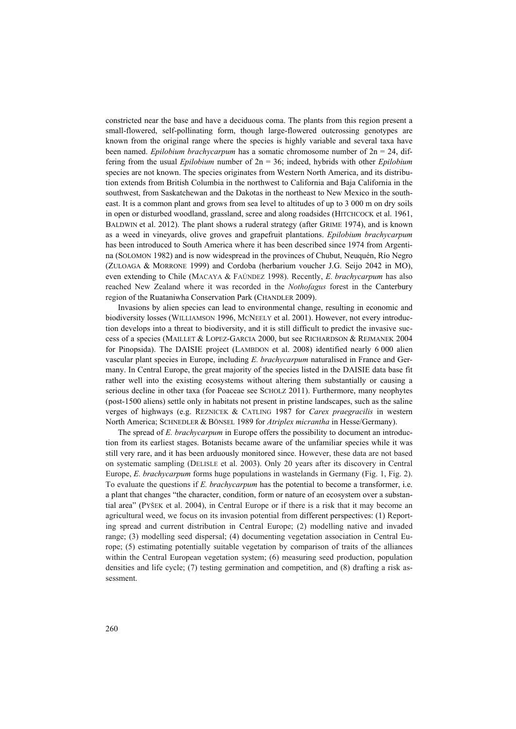constricted near the base and have a deciduous coma. The plants from this region present a small-flowered, self-pollinating form, though large-flowered outcrossing genotypes are known from the original range where the species is highly variable and several taxa have been named. *Epilobium brachycarpum* has a somatic chromosome number of 2n = 24, differing from the usual *Epilobium* number of 2n = 36; indeed, hybrids with other *Epilobium* species are not known. The species originates from Western North America, and its distribution extends from British Columbia in the northwest to California and Baja California in the southwest, from Saskatchewan and the Dakotas in the northeast to New Mexico in the southeast. It is a common plant and grows from sea level to altitudes of up to 3 000 m on dry soils in open or disturbed woodland, grassland, scree and along roadsides (HITCHCOCK et al. 1961, BALDWIN et al. 2012). The plant shows a ruderal strategy (after GRIME 1974), and is known as a weed in vineyards, olive groves and grapefruit plantations. *Epilobium brachycarpum* has been introduced to South America where it has been described since 1974 from Argentina (SOLOMON 1982) and is now widespread in the provinces of Chubut, Neuquén, Río Negro (ZULOAGA & MORRONE 1999) and Cordoba (herbarium voucher J.G. Seijo 2042 in MO), even extending to Chile (MACAYA & FAÚNDEZ 1998). Recently, *E. brachycarpum* has also reached New Zealand where it was recorded in the *Nothofagus* forest in the Canterbury region of the Ruataniwha Conservation Park (CHANDLER 2009).

Invasions by alien species can lead to environmental change, resulting in economic and biodiversity losses (WILLIAMSON 1996, MCNEELY et al. 2001). However, not every introduction develops into a threat to biodiversity, and it is still difficult to predict the invasive success of a species (MAILLET & LOPEZ-GARCIA 2000, but see RICHARDSON & REJMANEK 2004 for Pinopsida). The DAISIE project (LAMBDON et al. 2008) identified nearly 6 000 alien vascular plant species in Europe, including *E. brachycarpum* naturalised in France and Germany. In Central Europe, the great majority of the species listed in the DAISIE data base fit rather well into the existing ecosystems without altering them substantially or causing a serious decline in other taxa (for Poaceae see SCHOLZ 2011). Furthermore, many neophytes (post-1500 aliens) settle only in habitats not present in pristine landscapes, such as the saline verges of highways (e.g. REZNICEK & CATLING 1987 for *Carex praegracilis* in western North America; SCHNEDLER & BÖNSEL 1989 for *Atriplex micrantha* in Hesse/Germany).

The spread of *E. brachycarpum* in Europe offers the possibility to document an introduction from its earliest stages. Botanists became aware of the unfamiliar species while it was still very rare, and it has been arduously monitored since. However, these data are not based on systematic sampling (DELISLE et al. 2003). Only 20 years after its discovery in Central Europe, *E. brachycarpum* forms huge populations in wastelands in Germany (Fig. 1, Fig. 2). To evaluate the questions if *E. brachycarpum* has the potential to become a transformer, i.e. a plant that changes "the character, condition, form or nature of an ecosystem over a substantial area" (PYŠEK et al. 2004), in Central Europe or if there is a risk that it may become an agricultural weed, we focus on its invasion potential from different perspectives: (1) Reporting spread and current distribution in Central Europe; (2) modelling native and invaded range; (3) modelling seed dispersal; (4) documenting vegetation association in Central Europe; (5) estimating potentially suitable vegetation by comparison of traits of the alliances within the Central European vegetation system; (6) measuring seed production, population densities and life cycle; (7) testing germination and competition, and (8) drafting a risk assessment.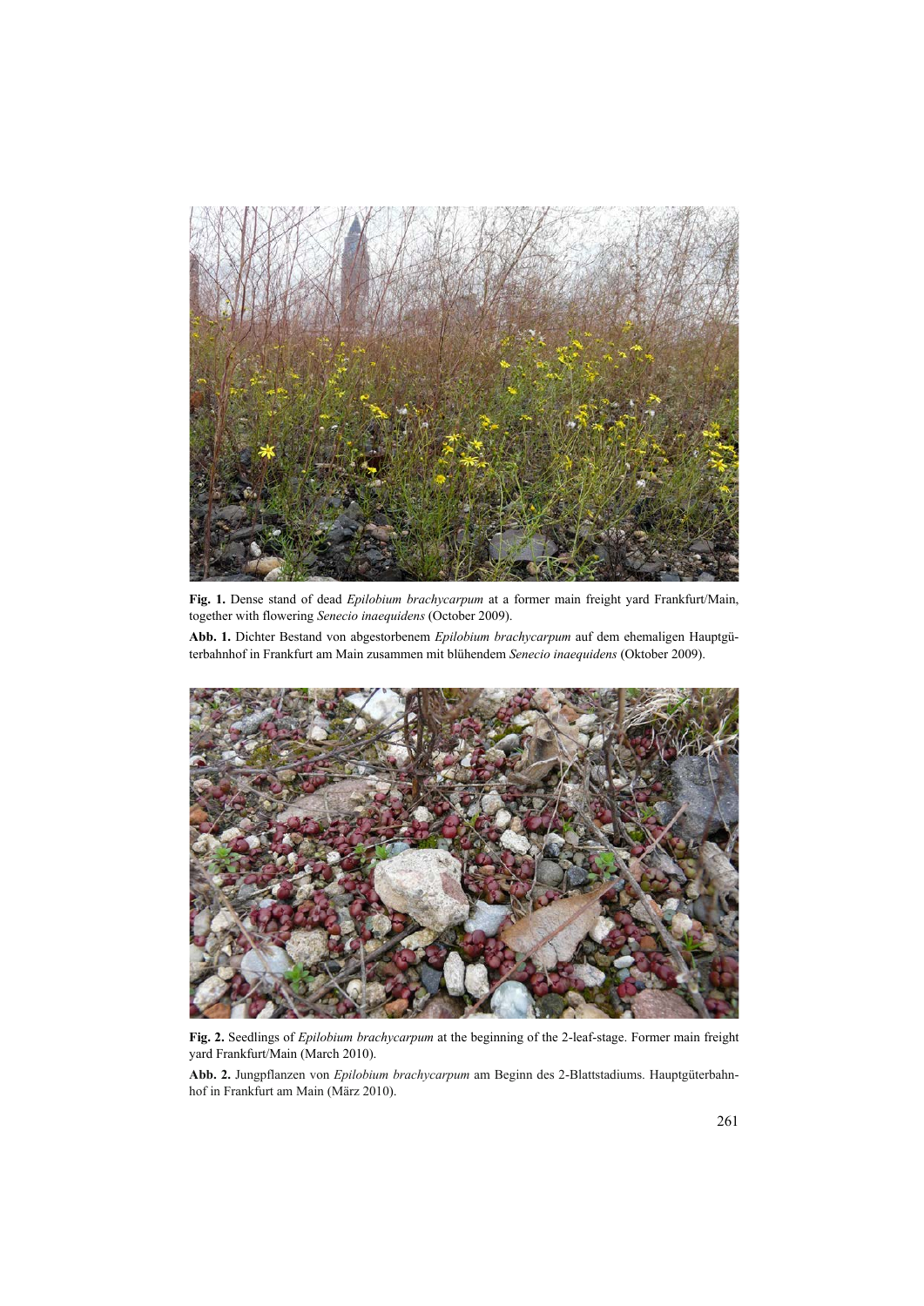**Fig. 1.** Dense stand of dead *Epilobium brachycarpum* at a former main freight yard Frankfurt/Main, together with flowering *Senecio inaequidens* (October 2009).

**Abb. 1.** Dichter Bestand von abgestorbenem *Epilobium brachycarpum* auf dem ehemaligen Hauptgüterbahnhof in Frankfurt am Main zusammen mit blühendem *Senecio inaequidens* (Oktober 2009).

**Fig. 2.** Seedlings of *Epilobium brachycarpum* at the beginning of the 2-leaf-stage. Former main freight yard Frankfurt/Main (March 2010).

**Abb. 2.** Jungpflanzen von *Epilobium brachycarpum* am Beginn des 2-Blattstadiums. Hauptgüterbahnhof in Frankfurt am Main (März 2010).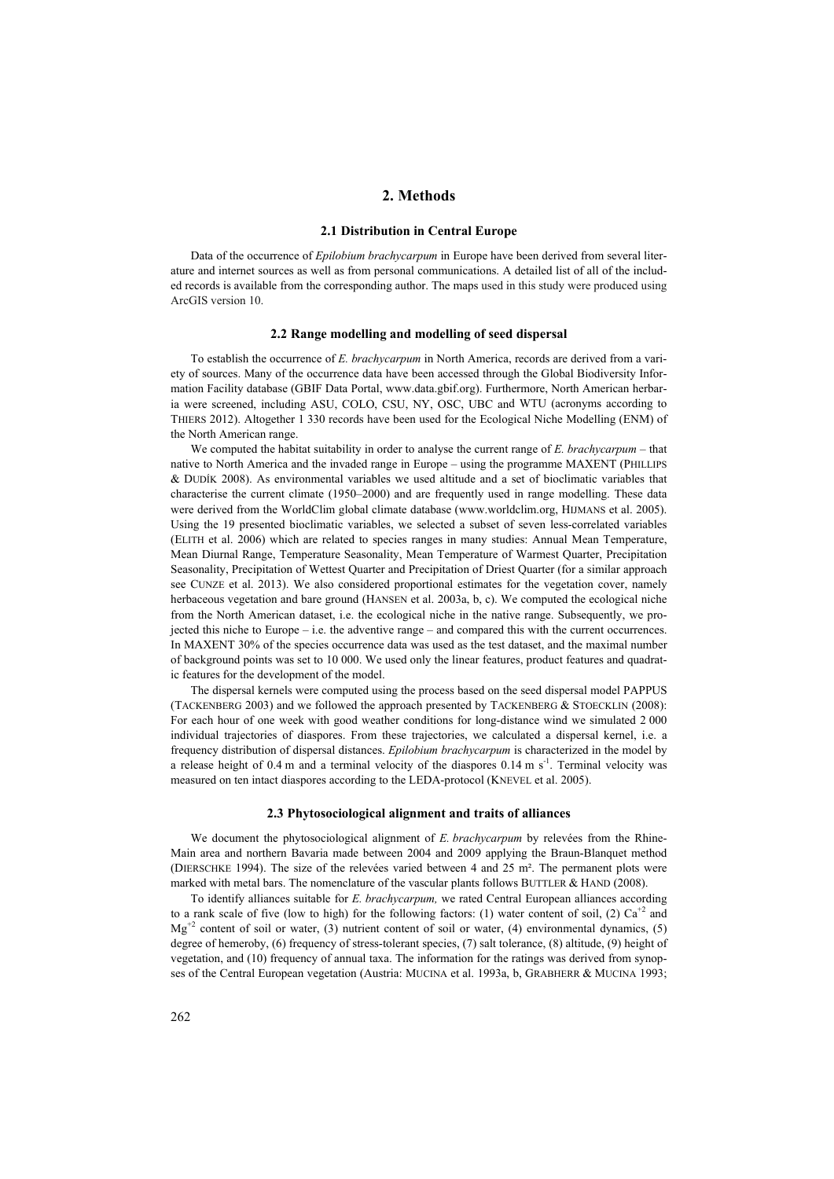## 2. Methods

### 2.1 Distribution in Central Europe

Data of the occurrence of *Epilobium brachycarpum* in Europe have been derived from several literature and internet sources as well as from personal communications. A detailed list of all of the included records is available from the corresponding author. The maps used in this study were produced using ArcGIS version 10.

### 2.2 Range modelling and modelling of seed dispersal

To establish the occurrence of *E. brachycarpum* in North America, records are derived from a variety of sources. Many of the occurrence data have been accessed through the Global Biodiversity Information Facility database (GBIF Data Portal, www.data.gbif.org). Furthermore, North American herbaria were screened, including ASU, COLO, CSU, NY, OSC, UBC and WTU (acronyms according to THIERS 2012). Altogether 1 330 records have been used for the Ecological Niche Modelling (ENM) of the North American range.

We computed the habitat suitability in order to analyse the current range of *E. brachycarpum* – that native to North America and the invaded range in Europe – using the programme MAXENT (PHILLIPS & DUDÍK 2008). As environmental variables we used altitude and a set of bioclimatic variables that characterise the current climate (1950–2000) and are frequently used in range modelling. These data were derived from the WorldClim global climate database (www.worldclim.org, HIJMANS et al. 2005). Using the 19 presented bioclimatic variables, we selected a subset of seven less-correlated variables (ELITH et al. 2006) which are related to species ranges in many studies: Annual Mean Temperature, Mean Diurnal Range, Temperature Seasonality, Mean Temperature of Warmest Quarter, Precipitation Seasonality, Precipitation of Wettest Quarter and Precipitation of Driest Quarter (for a similar approach see CUNZE et al. 2013). We also considered proportional estimates for the vegetation cover, namely herbaceous vegetation and bare ground (HANSEN et al. 2003a, b, c). We computed the ecological niche from the North American dataset, i.e. the ecological niche in the native range. Subsequently, we projected this niche to Europe – i.e. the adventive range – and compared this with the current occurrences. In MAXENT 30% of the species occurrence data was used as the test dataset, and the maximal number of background points was set to 10 000. We used only the linear features, product features and quadratic features for the development of the model.

The dispersal kernels were computed using the process based on the seed dispersal model PAPPUS (TACKENBERG 2003) and we followed the approach presented by TACKENBERG & STOECKLIN (2008): For each hour of one week with good weather conditions for long-distance wind we simulated 2 000 individual trajectories of diaspores. From these trajectories, we calculated a dispersal kernel, i.e. a frequency distribution of dispersal distances. *Epilobium brachycarpum* is characterized in the model by a release height of 0.4 m and a terminal velocity of the diaspores 0.14 m $s^{-1}$. Terminal velocity was measured on ten intact diaspores according to the LEDA-protocol (KNEVEL et al. 2005).

### 2.3 Phytosociological alignment and traits of alliances

We document the phytosociological alignment of *E. brachycarpum* by relevées from the Rhine-Main area and northern Bavaria made between 2004 and 2009 applying the Braun-Blanquet method (DIERSCHKE 1994). The size of the relevées varied between 4 and 25 m². The permanent plots were marked with metal bars. The nomenclature of the vascular plants follows BUTTLER & HAND (2008).

To identify alliances suitable for *E. brachycarpum,* we rated Central European alliances according to a rank scale of five (low to high) for the following factors: (1) water content of soil, (2) $Ca^{+2}$ and $Mg^{+2}$ content of soil or water, (3) nutrient content of soil or water, (4) environmental dynamics, (5) degree of hemeroby, (6) frequency of stress-tolerant species, (7) salt tolerance, (8) altitude, (9) height of vegetation, and (10) frequency of annual taxa. The information for the ratings was derived from synopses of the Central European vegetation (Austria: MUCINA et al. 1993a, b, GRABHERR & MUCINA 1993;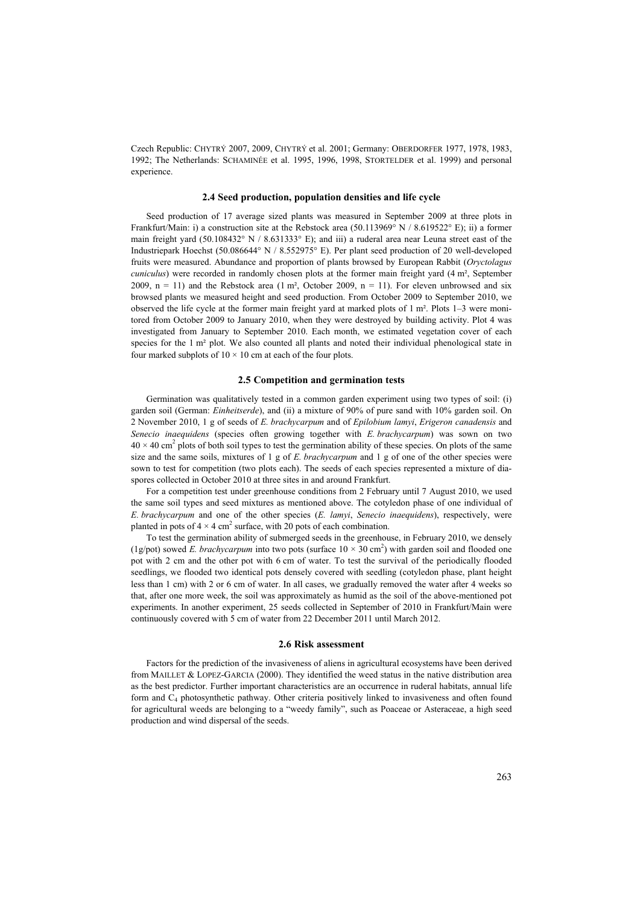Czech Republic: CHYTRÝ 2007, 2009, CHYTRÝ et al. 2001; Germany: OBERDORFER 1977, 1978, 1983, 1992; The Netherlands: SCHAMINÉE et al. 1995, 1996, 1998, STORTELDER et al. 1999) and personal experience.

### 2.4 Seed production, population densities and life cycle

Seed production of 17 average sized plants was measured in September 2009 at three plots in Frankfurt/Main: i) a construction site at the Rebstock area (50.113969° N / 8.619522° E); ii) a former main freight yard (50.108432° N / 8.631333° E); and iii) a ruderal area near Leuna street east of the Industriepark Hoechst (50.086644° N / 8.552975° E). Per plant seed production of 20 well-developed fruits were measured. Abundance and proportion of plants browsed by European Rabbit (*Oryctolagus cuniculus*) were recorded in randomly chosen plots at the former main freight yard (4 m², September 2009, n = 11) and the Rebstock area (1 m², October 2009, n = 11). For eleven unbrowsed and six browsed plants we measured height and seed production. From October 2009 to September 2010, we observed the life cycle at the former main freight yard at marked plots of 1 m². Plots 1–3 were monitored from October 2009 to January 2010, when they were destroyed by building activity. Plot 4 was investigated from January to September 2010. Each month, we estimated vegetation cover of each species for the 1 m² plot. We also counted all plants and noted their individual phenological state in four marked subplots of 10 × 10 cm at each of the four plots.

### 2.5 Competition and germination tests

Germination was qualitatively tested in a common garden experiment using two types of soil: (i) garden soil (German: *Einheitserde*), and (ii) a mixture of 90% of pure sand with 10% garden soil. On 2 November 2010, 1 g of seeds of *E. brachycarpum* and of *Epilobium lamyi*, *Erigeron canadensis* and *Senecio inaequidens* (species often growing together with *E. brachycarpum*) was sown on two $40 \times 40$ cm$^2$ plots of both soil types to test the germination ability of these species. On plots of the same size and the same soils, mixtures of 1 g of *E. brachycarpum* and 1 g of one of the other species were sown to test for competition (two plots each). The seeds of each species represented a mixture of diaspores collected in October 2010 at three sites in and around Frankfurt.

For a competition test under greenhouse conditions from 2 February until 7 August 2010, we used the same soil types and seed mixtures as mentioned above. The cotyledon phase of one individual of *E. brachycarpum* and one of the other species (*E. lamyi*, *Senecio inaequidens*), respectively, were planted in pots of $4 \times 4$ cm$^2$ surface, with 20 pots of each combination.

To test the germination ability of submerged seeds in the greenhouse, in February 2010, we densely (1g/pot) sowed *E. brachycarpum* into two pots (surface $10 \times 30$ cm$^2$) with garden soil and flooded one pot with 2 cm and the other pot with 6 cm of water. To test the survival of the periodically flooded seedlings, we flooded two identical pots densely covered with seedling (cotyledon phase, plant height less than 1 cm) with 2 or 6 cm of water. In all cases, we gradually removed the water after 4 weeks so that, after one more week, the soil was approximately as humid as the soil of the above-mentioned pot experiments. In another experiment, 25 seeds collected in September of 2010 in Frankfurt/Main were continuously covered with 5 cm of water from 22 December 2011 until March 2012.

### 2.6 Risk assessment

Factors for the prediction of the invasiveness of aliens in agricultural ecosystems have been derived from MAILLET & LOPEZ-GARCIA (2000). They identified the weed status in the native distribution area as the best predictor. Further important characteristics are an occurrence in ruderal habitats, annual life form and $C_4$ photosynthetic pathway. Other criteria positively linked to invasiveness and often found for agricultural weeds are belonging to a "weedy family", such as Poaceae or Asteraceae, a high seed production and wind dispersal of the seeds.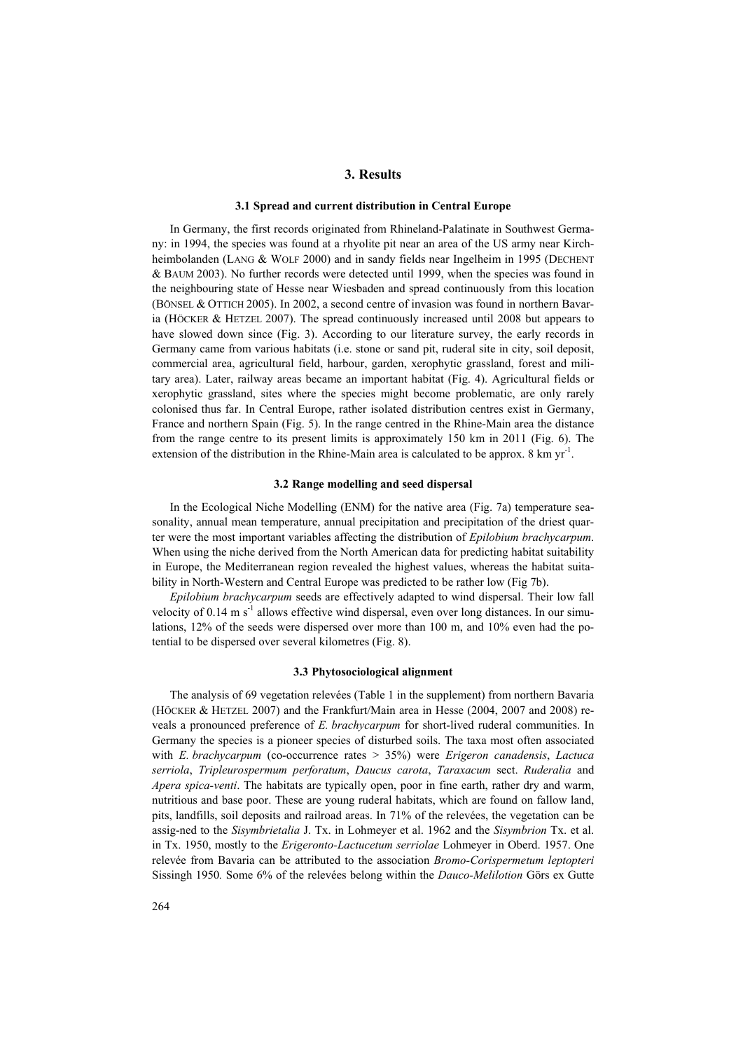# 3. Results

### 3.1 Spread and current distribution in Central Europe

In Germany, the first records originated from Rhineland-Palatinate in Southwest Germany: in 1994, the species was found at a rhyolite pit near an area of the US army near Kirchheimbolanden (Lang & Wolf 2000) and in sandy fields near Ingelheim in 1995 (Dechent & Baum 2003). No further records were detected until 1999, when the species was found in the neighbouring state of Hesse near Wiesbaden and spread continuously from this location (Bönsel & Ottich 2005). In 2002, a second centre of invasion was found in northern Bavaria (Höcker & Hetzel 2007). The spread continuously increased until 2008 but appears to have slowed down since (Fig. 3). According to our literature survey, the early records in Germany came from various habitats (i.e. stone or sand pit, ruderal site in city, soil deposit, commercial area, agricultural field, harbour, garden, xerophytic grassland, forest and military area). Later, railway areas became an important habitat (Fig. 4). Agricultural fields or xerophytic grassland, sites where the species might become problematic, are only rarely colonised thus far. In Central Europe, rather isolated distribution centres exist in Germany, France and northern Spain (Fig. 5). In the range centred in the Rhine-Main area the distance from the range centre to its present limits is approximately 150 km in 2011 (Fig. 6). The extension of the distribution in the Rhine-Main area is calculated to be approx. 8 km $yr^{-1}$.

### 3.2 Range modelling and seed dispersal

In the Ecological Niche Modelling (ENM) for the native area (Fig. 7a) temperature seasonality, annual mean temperature, annual precipitation and precipitation of the driest quarter were the most important variables affecting the distribution of *Epilobium brachycarpum*. When using the niche derived from the North American data for predicting habitat suitability in Europe, the Mediterranean region revealed the highest values, whereas the habitat suitability in North-Western and Central Europe was predicted to be rather low (Fig 7b).

*Epilobium brachycarpum* seeds are effectively adapted to wind dispersal. Their low fall velocity of 0.14 m $s^{-1}$ allows effective wind dispersal, even over long distances. In our simulations, 12% of the seeds were dispersed over more than 100 m, and 10% even had the potential to be dispersed over several kilometres (Fig. 8).

### 3.3 Phytosociological alignment

The analysis of 69 vegetation relevées (Table 1 in the supplement) from northern Bavaria (Höcker & Hetzel 2007) and the Frankfurt/Main area in Hesse (2004, 2007 and 2008) reveals a pronounced preference of *E. brachycarpum* for short-lived ruderal communities. In Germany the species is a pioneer species of disturbed soils. The taxa most often associated with *E. brachycarpum* (co-occurrence rates > 35%) were *Erigeron canadensis*, *Lactuca serriola*, *Tripleurospermum perforatum*, *Daucus carota*, *Taraxacum* sect. *Ruderalia* and *Apera spica-venti*. The habitats are typically open, poor in fine earth, rather dry and warm, nutritious and base poor. These are young ruderal habitats, which are found on fallow land, pits, landfills, soil deposits and railroad areas. In 71% of the relevées, the vegetation can be assig-ned to the *Sisymbrietalia* J. Tx. in Lohmeyer et al. 1962 and the *Sisymbrion* Tx. et al. in Tx. 1950, mostly to the *Erigeronto-Lactucetum serriolae* Lohmeyer in Oberd. 1957. One relevée from Bavaria can be attributed to the association *Bromo-Corispermetum leptopteri* Sissingh 1950. Some 6% of the relevées belong within the *Dauco-Melilotion* Görs ex Gutte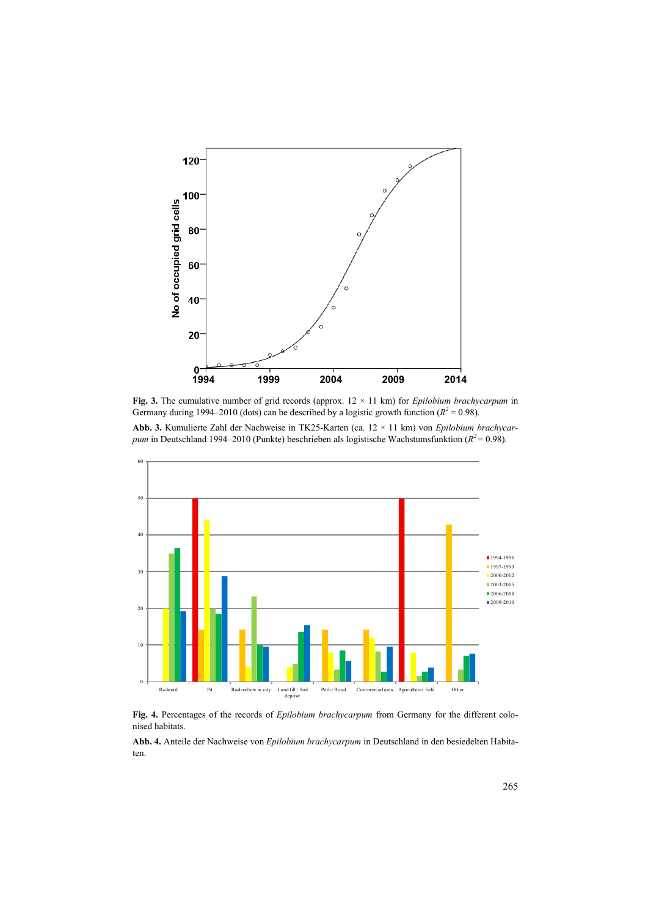No of occupied grid cells

0
20
40
60
80
100
120

1994
1999
2004
2009
2014

**Fig. 3.** The cumulative number of grid records (approx. 12 × 11 km) for *Epilobium brachycarpum* in Germany during 1994–2010 (dots) can be described by a logistic growth function ($R^2$ = 0.98).

**Abb. 3.** Kumulierte Zahl der Nachweise in TK25-Karten (ca. 12 × 11 km) von *Epilobium brachycarpum* in Deutschland 1994–2010 (Punkte) beschrieben als logistische Wachstumsfunktion ($R^2$ = 0.98).

0
10
20
30
40
50
60

Railroad
Pit
Ruderal site in city
Land fill / Soil deposit
Path / Road
Commercial area
Agricultural field
Other

1994-1996
1997-1999
2000-2002
2003-2005
2006-2008
2009-2010

**Fig. 4.** Percentages of the records of *Epilobium brachycarpum* from Germany for the different colonised habitats.

**Abb. 4.** Anteile der Nachweise von *Epilobium brachycarpum* in Deutschland in den besiedelten Habitaten.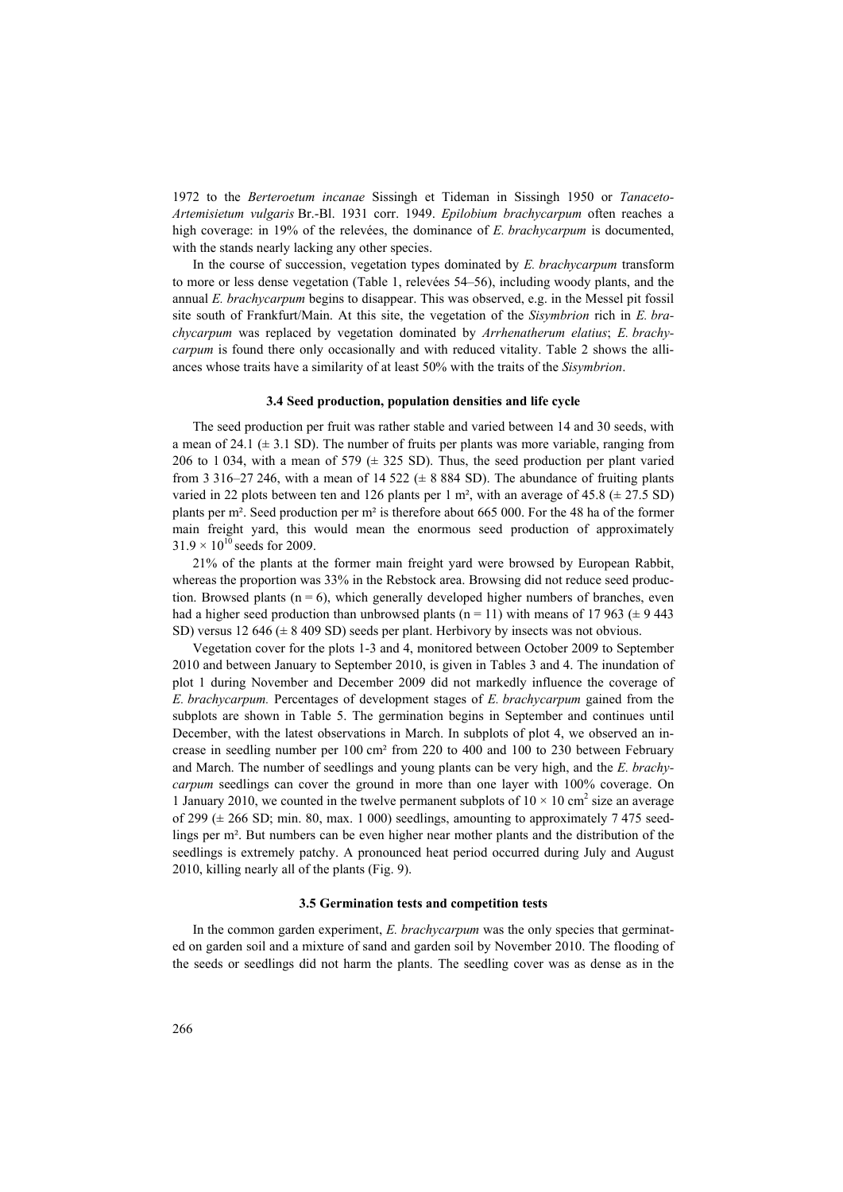1972 to the *Berteroetum incanae* Sissingh et Tideman in Sissingh 1950 or *Tanaceto-Artemisietum vulgaris* Br.-Bl. 1931 corr. 1949. *Epilobium brachycarpum* often reaches a high coverage: in 19% of the relevées, the dominance of *E. brachycarpum* is documented, with the stands nearly lacking any other species.

In the course of succession, vegetation types dominated by *E. brachycarpum* transform to more or less dense vegetation (Table 1, relevées 54–56), including woody plants, and the annual *E. brachycarpum* begins to disappear. This was observed, e.g. in the Messel pit fossil site south of Frankfurt/Main. At this site, the vegetation of the *Sisymbrion* rich in *E. brachycarpum* was replaced by vegetation dominated by *Arrhenatherum elatius*; *E. brachycarpum* is found there only occasionally and with reduced vitality. Table 2 shows the alliances whose traits have a similarity of at least 50% with the traits of the *Sisymbrion*.

### 3.4 Seed production, population densities and life cycle

The seed production per fruit was rather stable and varied between 14 and 30 seeds, with a mean of 24.1 (± 3.1 SD). The number of fruits per plants was more variable, ranging from 206 to 1 034, with a mean of 579 (± 325 SD). Thus, the seed production per plant varied from 3 316–27 246, with a mean of 14 522 (± 8 884 SD). The abundance of fruiting plants varied in 22 plots between ten and 126 plants per 1 m², with an average of 45.8 (± 27.5 SD) plants per m². Seed production per m² is therefore about 665 000. For the 48 ha of the former main freight yard, this would mean the enormous seed production of approximately $31.9 \times 10^{10}$ seeds for 2009.

21% of the plants at the former main freight yard were browsed by European Rabbit, whereas the proportion was 33% in the Rebstock area. Browsing did not reduce seed production. Browsed plants ($n = 6$), which generally developed higher numbers of branches, even had a higher seed production than unbrowsed plants ($n = 11$) with means of 17 963 (± 9 443 SD) versus 12 646 (± 8 409 SD) seeds per plant. Herbivory by insects was not obvious.

Vegetation cover for the plots 1-3 and 4, monitored between October 2009 to September 2010 and between January to September 2010, is given in Tables 3 and 4. The inundation of plot 1 during November and December 2009 did not markedly influence the coverage of *E. brachycarpum.* Percentages of development stages of *E. brachycarpum* gained from the subplots are shown in Table 5. The germination begins in September and continues until December, with the latest observations in March. In subplots of plot 4, we observed an increase in seedling number per 100 cm² from 220 to 400 and 100 to 230 between February and March. The number of seedlings and young plants can be very high, and the *E. brachycarpum* seedlings can cover the ground in more than one layer with 100% coverage. On 1 January 2010, we counted in the twelve permanent subplots of $10 \times 10$ cm$^2$ size an average of 299 (± 266 SD; min. 80, max. 1 000) seedlings, amounting to approximately 7 475 seedlings per m². But numbers can be even higher near mother plants and the distribution of the seedlings is extremely patchy. A pronounced heat period occurred during July and August 2010, killing nearly all of the plants (Fig. 9).

### 3.5 Germination tests and competition tests

In the common garden experiment, *E. brachycarpum* was the only species that germinated on garden soil and a mixture of sand and garden soil by November 2010. The flooding of the seeds or seedlings did not harm the plants. The seedling cover was as dense as in the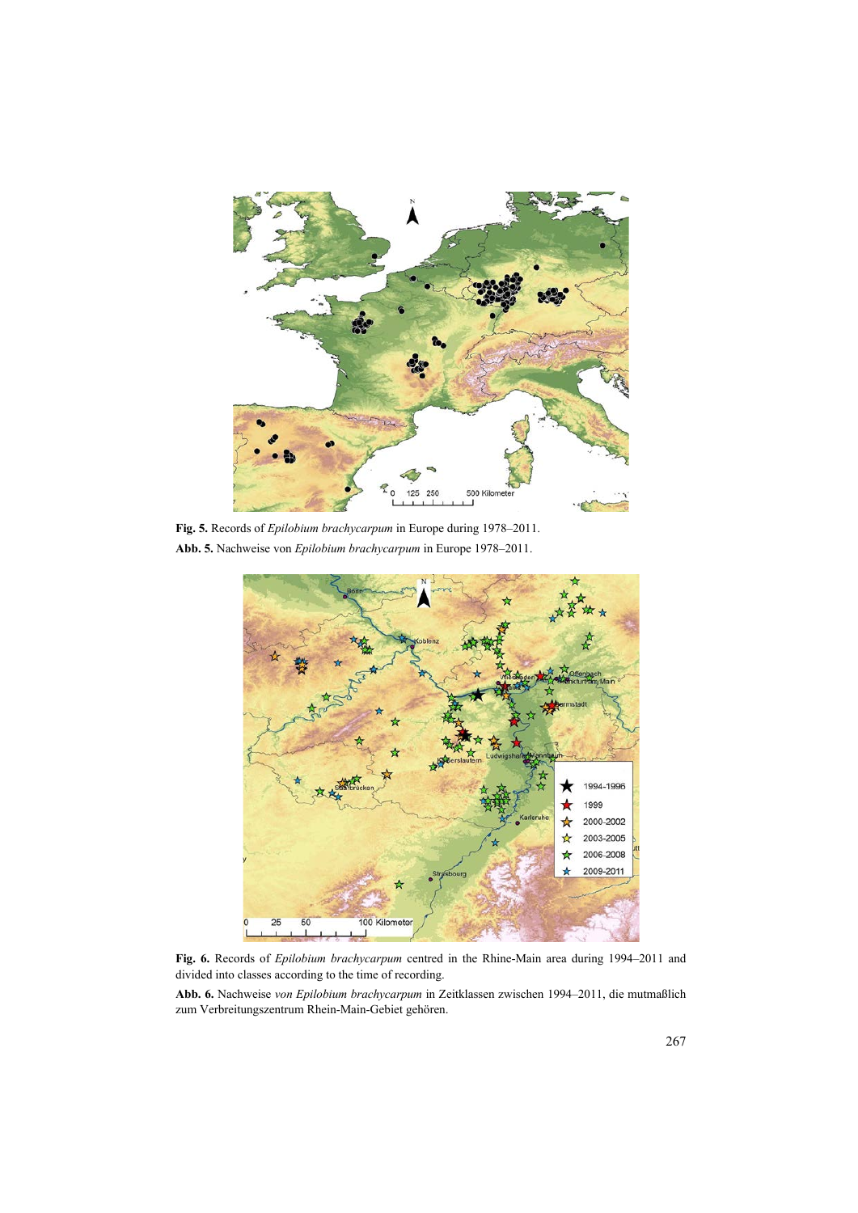N

0 125 250 500 Kilometer

**Fig. 5.** Records of *Epilobium brachycarpum* in Europe during 1978–2011.

**Abb. 5.** Nachweise von *Epilobium brachycarpum* in Europe 1978–2011.

N

Bonn

Koblenz

Wiesbaden

Mainz

Offenbach

Frankfurt am Main

Darmstadt

Kaiserslautern

Ludwigshafen

Mannheim

Saarbrücken

Karlsruhe

Strasbourg

1994-1996

1999

2000-2002

2003-2005

2006-2008

2009-2011

0 25 50 100 Kilometer

**Fig. 6.** Records of *Epilobium brachycarpum* centred in the Rhine-Main area during 1994–2011 and divided into classes according to the time of recording.

**Abb. 6.** Nachweise *von Epilobium brachycarpum* in Zeitklassen zwischen 1994–2011, die mutmaßlich zum Verbreitungszentrum Rhein-Main-Gebiet gehören.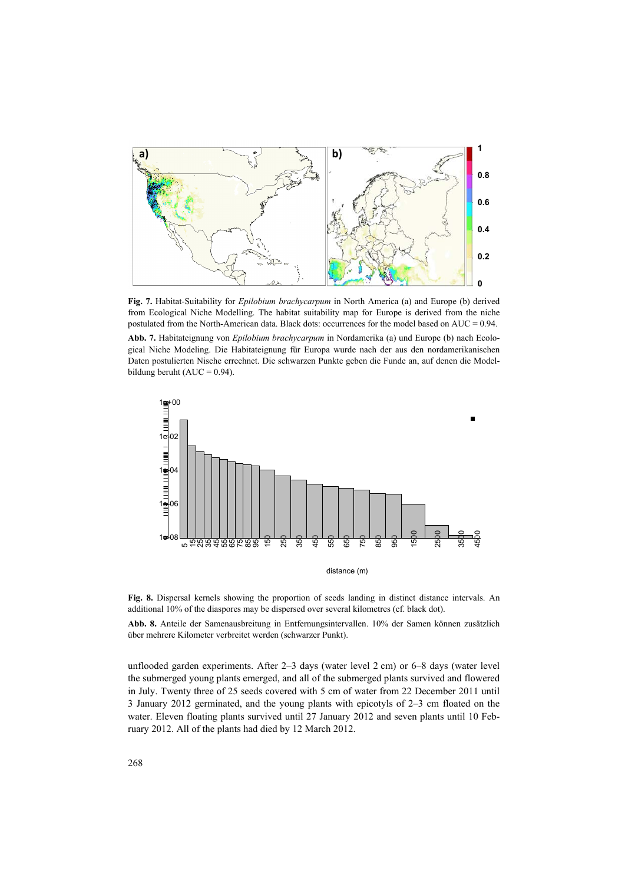a)

b)

1

0.8

0.6

0.4

0.2

0

**Fig. 7.** Habitat-Suitability for *Epilobium brachycarpum* in North America (a) and Europe (b) derived from Ecological Niche Modelling. The habitat suitability map for Europe is derived from the niche postulated from the North-American data. Black dots: occurrences for the model based on AUC = 0.94.

**Abb. 7.** Habitateignung von *Epilobium brachycarpum* in Nordamerika (a) und Europe (b) nach Ecological Niche Modeling. Die Habitateignung für Europa wurde nach der aus den nordamerikanischen Daten postulierten Nische errechnet. Die schwarzen Punkte geben die Funde an, auf denen die Modelbildung beruht (AUC = 0.94).

1e+00

1e-02

1e-04

1e-06

1e-08

5 15 25 35 45 55 65 75 85 95 150 250 350 450 550 650 750 850 950 1500 2500 3500 4500

distance (m)

**Fig. 8.** Dispersal kernels showing the proportion of seeds landing in distinct distance intervals. An additional 10% of the diaspores may be dispersed over several kilometres (cf. black dot).

**Abb. 8.** Anteile der Samenausbreitung in Entfernungsintervallen. 10% der Samen können zusätzlich über mehrere Kilometer verbreitet werden (schwarzer Punkt).

unflooded garden experiments. After 2–3 days (water level 2 cm) or 6–8 days (water level the submerged young plants emerged, and all of the submerged plants survived and flowered in July. Twenty three of 25 seeds covered with 5 cm of water from 22 December 2011 until 3 January 2012 germinated, and the young plants with epicotyls of 2–3 cm floated on the water. Eleven floating plants survived until 27 January 2012 and seven plants until 10 February 2012. All of the plants had died by 12 March 2012.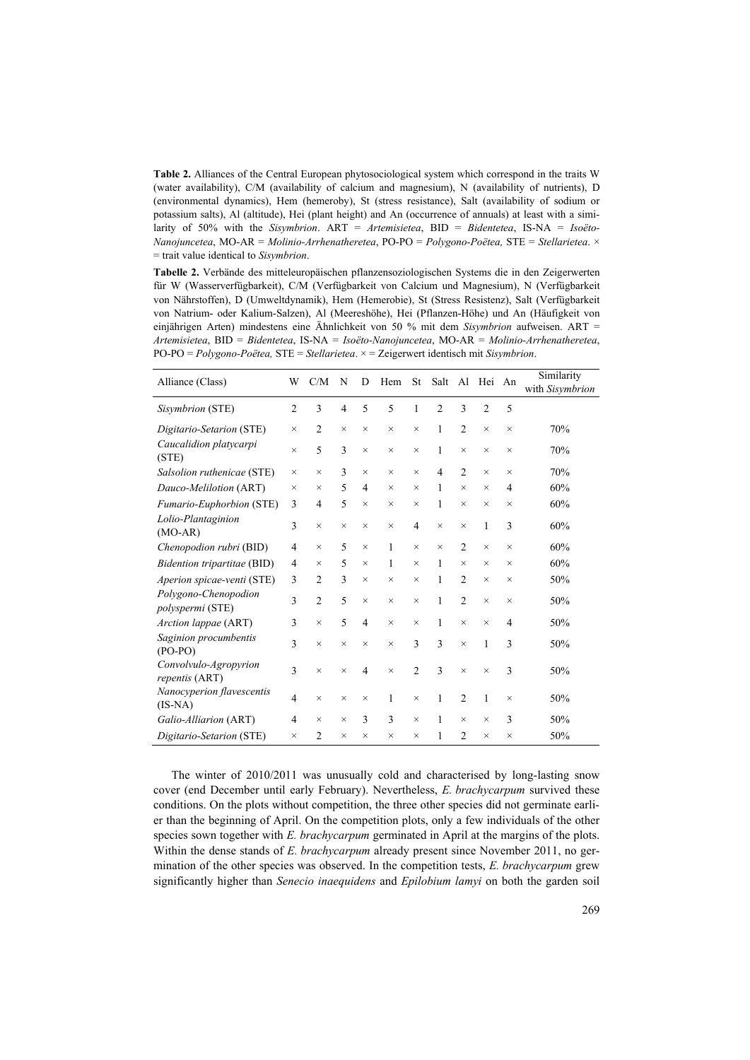**Table 2.** Alliances of the Central European phytosociological system which correspond in the traits W (water availability), C/M (availability of calcium and magnesium), N (availability of nutrients), D (environmental dynamics), Hem (hemeroby), St (stress resistance), Salt (availability of sodium or potassium salts), Al (altitude), Hei (plant height) and An (occurrence of annuals) at least with a similarity of 50% with the *Sisymbrion*. ART = *Artemisietea*, BID = *Bidentetea*, IS-NA = *Isoëto-Nanojuncetea*, MO-AR = *Molinio-Arrhenatheretea*, PO-PO = *Polygono-Poëtea,* STE = *Stellarietea*. × = trait value identical to *Sisymbrion*.

**Tabelle 2.** Verbände des mitteleuropäischen pflanzensoziologischen Systems die in den Zeigerwerten für W (Wasserverfügbarkeit), C/M (Verfügbarkeit von Calcium und Magnesium), N (Verfügbarkeit von Nährstoffen), D (Umweltdynamik), Hem (Hemerobie), St (Stress Resistenz), Salt (Verfügbarkeit von Natrium- oder Kalium-Salzen), Al (Meereshöhe), Hei (Pflanzen-Höhe) und An (Häufigkeit von einjährigen Arten) mindestens eine Ähnlichkeit von 50 % mit dem *Sisymbrion* aufweisen. ART = *Artemisietea*, BID = *Bidentetea*, IS-NA = *Isoëto-Nanojuncetea*, MO-AR = *Molinio-Arrhenatheretea*, PO-PO = *Polygono-Poëtea,* STE = *Stellarietea*. × = Zeigerwert identisch mit *Sisymbrion*.

| Alliance (Class) | W | C/M | N | D | Hem | St | Salt | Al | Hei | An | Similarity with *Sisymbrion* |
|---|---|---|---|---|---|---|---|---|---|---|---|
| *Sisymbrion* (STE) | 2 | 3 | 4 | 5 | 5 | 1 | 2 | 3 | 2 | 5 | |
| *Digitario-Setarion* (STE) | × | 2 | × | × | × | × | 1 | 2 | × | × | 70% |
| *Caucalidion platycarpi* (STE) | × | 5 | 3 | × | × | × | 1 | × | × | × | 70% |
| *Salsolion ruthenicae* (STE) | × | × | 3 | × | × | × | 4 | 2 | × | × | 70% |
| *Dauco-Melilotion* (ART) | × | × | 5 | 4 | × | × | 1 | × | × | 4 | 60% |
| *Fumario-Euphorbion* (STE) | 3 | 4 | 5 | × | × | × | 1 | × | × | × | 60% |
| *Lolio-Plantaginion* (MO-AR) | 3 | × | × | × | × | 4 | × | × | 1 | 3 | 60% |
| *Chenopodion rubri* (BID) | 4 | × | 5 | × | 1 | × | × | 2 | × | × | 60% |
| *Bidention tripartitae* (BID) | 4 | × | 5 | × | 1 | × | 1 | × | × | × | 60% |
| *Aperion spicae-venti* (STE) | 3 | 2 | 3 | × | × | × | 1 | 2 | × | × | 50% |
| *Polygono-Chenopodion polyspermi* (STE) | 3 | 2 | 5 | × | × | × | 1 | 2 | × | × | 50% |
| *Arction lappae* (ART) | 3 | × | 5 | 4 | × | × | 1 | × | × | 4 | 50% |
| *Saginion procumbentis* (PO-PO) | 3 | × | × | × | × | 3 | 3 | × | 1 | 3 | 50% |
| *Convolvulo-Agropyrion repentis* (ART) | 3 | × | × | 4 | × | 2 | 3 | × | × | 3 | 50% |
| *Nanocyperion flavescentis* (IS-NA) | 4 | × | × | × | 1 | × | 1 | 2 | 1 | × | 50% |
| *Galio-Alliarion* (ART) | 4 | × | × | 3 | 3 | × | 1 | × | × | 3 | 50% |
| *Digitario-Setarion* (STE) | × | 2 | × | × | × | × | 1 | 2 | × | × | 50% |

The winter of 2010/2011 was unusually cold and characterised by long-lasting snow cover (end December until early February). Nevertheless, *E. brachycarpum* survived these conditions. On the plots without competition, the three other species did not germinate earlier than the beginning of April. On the competition plots, only a few individuals of the other species sown together with *E. brachycarpum* germinated in April at the margins of the plots. Within the dense stands of *E. brachycarpum* already present since November 2011, no germination of the other species was observed. In the competition tests, *E. brachycarpum* grew significantly higher than *Senecio inaequidens* and *Epilobium lamyi* on both the garden soil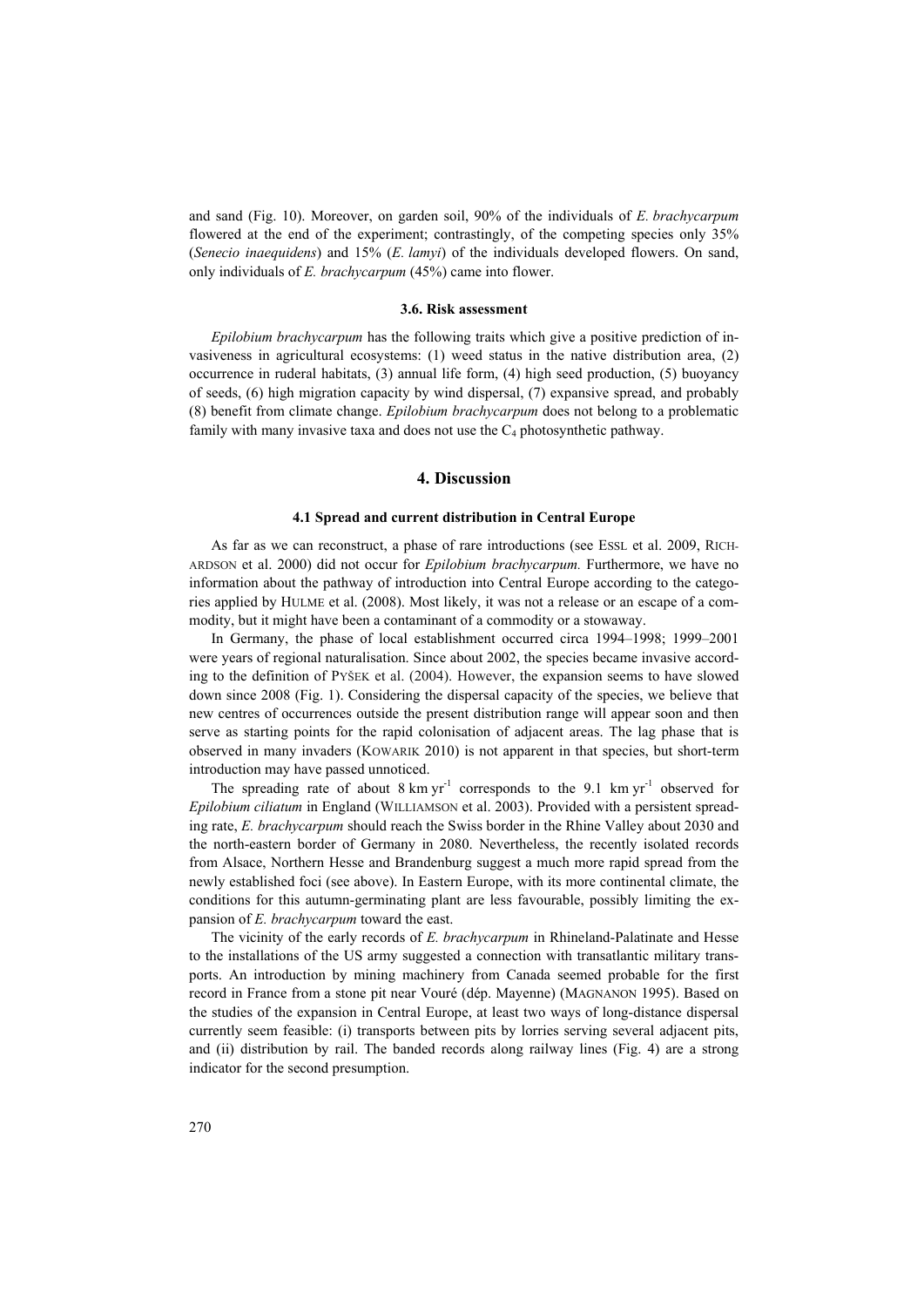and sand (Fig. 10). Moreover, on garden soil, 90% of the individuals of *E. brachycarpum* flowered at the end of the experiment; contrastingly, of the competing species only 35% (*Senecio inaequidens*) and 15% (*E. lamyi*) of the individuals developed flowers. On sand, only individuals of *E. brachycarpum* (45%) came into flower.

### 3.6. Risk assessment

*Epilobium brachycarpum* has the following traits which give a positive prediction of invasiveness in agricultural ecosystems: (1) weed status in the native distribution area, (2) occurrence in ruderal habitats, (3) annual life form, (4) high seed production, (5) buoyancy of seeds, (6) high migration capacity by wind dispersal, (7) expansive spread, and probably (8) benefit from climate change. *Epilobium brachycarpum* does not belong to a problematic family with many invasive taxa and does not use the $C_4$ photosynthetic pathway.

## 4. Discussion

### 4.1 Spread and current distribution in Central Europe

As far as we can reconstruct, a phase of rare introductions (see Essl et al. 2009, Richardson et al. 2000) did not occur for *Epilobium brachycarpum.* Furthermore, we have no information about the pathway of introduction into Central Europe according to the categories applied by Hulme et al. (2008). Most likely, it was not a release or an escape of a commodity, but it might have been a contaminant of a commodity or a stowaway.

In Germany, the phase of local establishment occurred circa 1994–1998; 1999–2001 were years of regional naturalisation. Since about 2002, the species became invasive according to the definition of Pyšek et al. (2004). However, the expansion seems to have slowed down since 2008 (Fig. 1). Considering the dispersal capacity of the species, we believe that new centres of occurrences outside the present distribution range will appear soon and then serve as starting points for the rapid colonisation of adjacent areas. The lag phase that is observed in many invaders (Kowarik 2010) is not apparent in that species, but short-term introduction may have passed unnoticed.

The spreading rate of about 8 km $yr^{-1}$ corresponds to the 9.1 km $yr^{-1}$ observed for *Epilobium ciliatum* in England (Williamson et al. 2003). Provided with a persistent spreading rate, *E. brachycarpum* should reach the Swiss border in the Rhine Valley about 2030 and the north-eastern border of Germany in 2080. Nevertheless, the recently isolated records from Alsace, Northern Hesse and Brandenburg suggest a much more rapid spread from the newly established foci (see above). In Eastern Europe, with its more continental climate, the conditions for this autumn-germinating plant are less favourable, possibly limiting the expansion of *E. brachycarpum* toward the east.

The vicinity of the early records of *E. brachycarpum* in Rhineland-Palatinate and Hesse to the installations of the US army suggested a connection with transatlantic military transports. An introduction by mining machinery from Canada seemed probable for the first record in France from a stone pit near Vouré (dép. Mayenne) (Magnanon 1995). Based on the studies of the expansion in Central Europe, at least two ways of long-distance dispersal currently seem feasible: (i) transports between pits by lorries serving several adjacent pits, and (ii) distribution by rail. The banded records along railway lines (Fig. 4) are a strong indicator for the second presumption.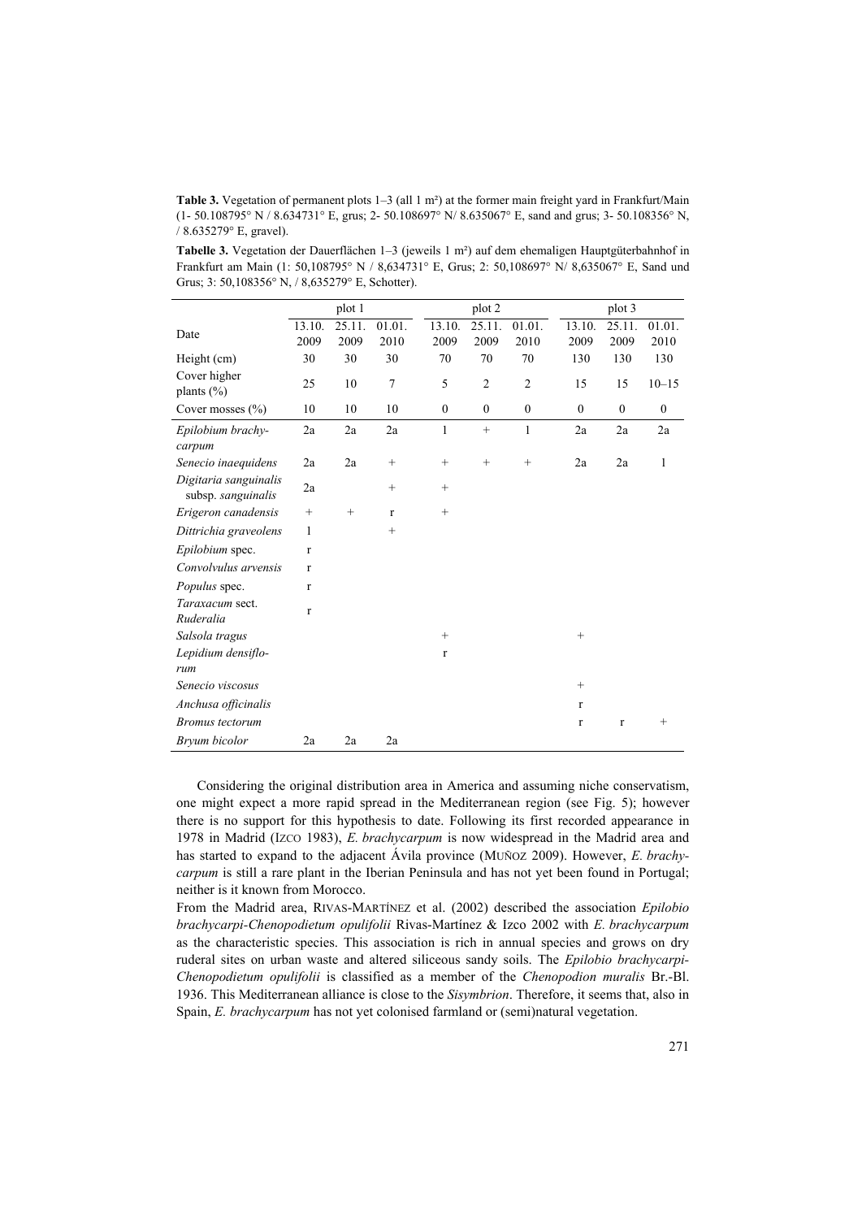**Table 3.** Vegetation of permanent plots 1–3 (all 1 m²) at the former main freight yard in Frankfurt/Main (1- 50.108795° N / 8.634731° E, grus; 2- 50.108697° N/ 8.635067° E, sand and grus; 3- 50.108356° N, / 8.635279° E, gravel).

**Tabelle 3.** Vegetation der Dauerflächen 1–3 (jeweils 1 m²) auf dem ehemaligen Hauptgüterbahnhof in Frankfurt am Main (1: 50,108795° N / 8,634731° E, Grus; 2: 50,108697° N/ 8,635067° E, Sand und Grus; 3: 50,108356° N, / 8,635279° E, Schotter).

| | plot 1 | | | plot 2 | | | plot 3 | | |
|---|---|---|---|---|---|---|---|---|---|
| Date | 13.10. 2009 | 25.11. 2009 | 01.01. 2010 | 13.10. 2009 | 25.11. 2009 | 01.01. 2010 | 13.10. 2009 | 25.11. 2009 | 01.01. 2010 |
| Height (cm) | 30 | 30 | 30 | 70 | 70 | 70 | 130 | 130 | 130 |
| Cover higher plants (%) | 25 | 10 | 7 | 5 | 2 | 2 | 15 | 15 | 10–15 |
| Cover mosses (%) | 10 | 10 | 10 | 0 | 0 | 0 | 0 | 0 | 0 |
| *Epilobium brachycarpum* | 2a | 2a | 2a | 1 | + | 1 | 2a | 2a | 2a |
| *Senecio inaequidens* | 2a | 2a | + | + | + | + | 2a | 2a | 1 |
| *Digitaria sanguinalis* subsp. *sanguinalis* | 2a | | + | + | | | | | |
| *Erigeron canadensis* | + | + | r | + | | | | | |
| *Dittrichia graveolens* | 1 | | + | | | | | | |
| *Epilobium* spec. | r | | | | | | | | |
| *Convolvulus arvensis* | r | | | | | | | | |
| *Populus* spec. | r | | | | | | | | |
| *Taraxacum* sect. *Ruderalia* | r | | | | | | | | |
| *Salsola tragus* | | | | + | | | + | | |
| *Lepidium densiflorum* | | | | r | | | | | |
| *Senecio viscosus* | | | | | | | + | | |
| *Anchusa officinalis* | | | | | | | r | | |
| *Bromus tectorum* | | | | | | | r | r | + |
| *Bryum bicolor* | 2a | 2a | 2a | | | | | | |

Considering the original distribution area in America and assuming niche conservatism, one might expect a more rapid spread in the Mediterranean region (see Fig. 5); however there is no support for this hypothesis to date. Following its first recorded appearance in 1978 in Madrid (Izco 1983), *E. brachycarpum* is now widespread in the Madrid area and has started to expand to the adjacent Ávila province (Muñoz 2009). However, *E. brachycarpum* is still a rare plant in the Iberian Peninsula and has not yet been found in Portugal; neither is it known from Morocco.

From the Madrid area, Rivas-Martínez et al. (2002) described the association *Epilobio brachycarpi-Chenopodietum opulifolii* Rivas-Martínez & Izco 2002 with *E. brachycarpum* as the characteristic species. This association is rich in annual species and grows on dry ruderal sites on urban waste and altered siliceous sandy soils. The *Epilobio brachycarpi-Chenopodietum opulifolii* is classified as a member of the *Chenopodion muralis* Br.-Bl. 1936. This Mediterranean alliance is close to the *Sisymbrion*. Therefore, it seems that, also in Spain, *E. brachycarpum* has not yet colonised farmland or (semi)natural vegetation.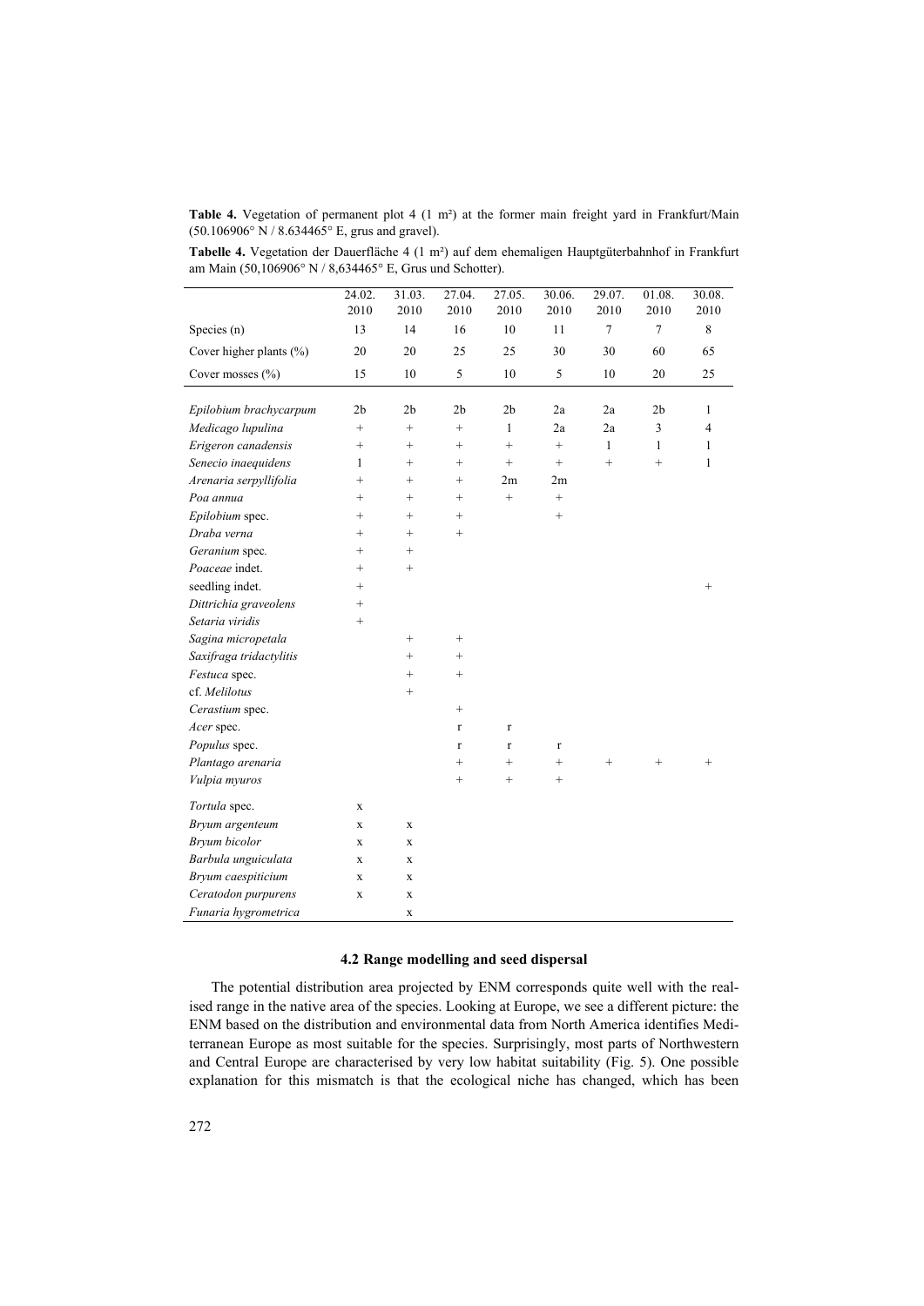**Table 4.** Vegetation of permanent plot 4 (1 m²) at the former main freight yard in Frankfurt/Main (50.106906° N / 8.634465° E, grus and gravel).

**Tabelle 4.** Vegetation der Dauerfläche 4 (1 m²) auf dem ehemaligen Hauptgüterbahnhof in Frankfurt am Main (50,106906° N / 8,634465° E, Grus und Schotter).

| | 24.02. 2010 | 31.03. 2010 | 27.04. 2010 | 27.05. 2010 | 30.06. 2010 | 29.07. 2010 | 01.08. 2010 | 30.08. 2010 |
|---|---|---|---|---|---|---|---|---|
| Species (n) | 13 | 14 | 16 | 10 | 11 | 7 | 7 | 8 |
| Cover higher plants (%) | 20 | 20 | 25 | 25 | 30 | 30 | 60 | 65 |
| Cover mosses (%) | 15 | 10 | 5 | 10 | 5 | 10 | 20 | 25 |
| *Epilobium brachycarpum* | 2b | 2b | 2b | 2b | 2a | 2a | 2b | 1 |
| *Medicago lupulina* | + | + | + | 1 | 2a | 2a | 3 | 4 |
| *Erigeron canadensis* | + | + | + | + | + | 1 | 1 | 1 |
| *Senecio inaequidens* | 1 | + | + | + | + | + | + | 1 |
| *Arenaria serpyllifolia* | + | + | + | 2m | 2m | | | |
| *Poa annua* | + | + | + | + | + | | | |
| *Epilobium* spec. | + | + | + | | + | | | |
| *Draba verna* | + | + | + | | | | | |
| *Geranium* spec. | + | + | | | | | | |
| *Poaceae* indet. | + | + | | | | | | |
| seedling indet. | + | | | | | | | + |
| *Dittrichia graveolens* | + | | | | | | | |
| *Setaria viridis* | + | | | | | | | |
| *Sagina micropetala* | | + | + | | | | | |
| *Saxifraga tridactylitis* | | + | + | | | | | |
| *Festuca* spec. | | + | + | | | | | |
| cf. *Melilotus* | | + | | | | | | |
| *Cerastium* spec. | | | + | | | | | |
| *Acer* spec. | | | r | r | | | | |
| *Populus* spec. | | | r | r | r | | | |
| *Plantago arenaria* | | | + | + | + | + | + | + |
| *Vulpia myuros* | | | + | + | + | | | |
| *Tortula* spec. | x | | | | | | | |
| *Bryum argenteum* | x | x | | | | | | |
| *Bryum bicolor* | x | x | | | | | | |
| *Barbula unguiculata* | x | x | | | | | | |
| *Bryum caespiticium* | x | x | | | | | | |
| *Ceratodon purpurens* | x | x | | | | | | |
| *Funaria hygrometrica* | | x | | | | | | |

### 4.2 Range modelling and seed dispersal

The potential distribution area projected by ENM corresponds quite well with the realised range in the native area of the species. Looking at Europe, we see a different picture: the ENM based on the distribution and environmental data from North America identifies Mediterranean Europe as most suitable for the species. Surprisingly, most parts of Northwestern and Central Europe are characterised by very low habitat suitability (Fig. 5). One possible explanation for this mismatch is that the ecological niche has changed, which has been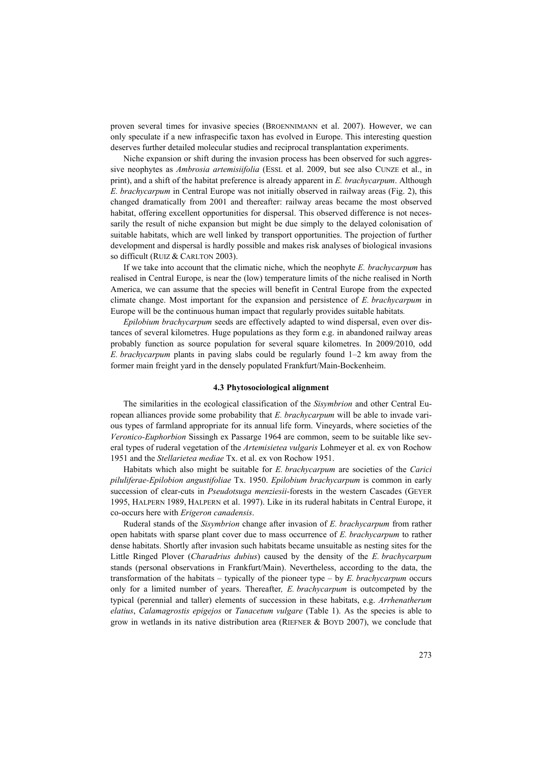proven several times for invasive species (BROENNIMANN et al. 2007). However, we can only speculate if a new infraspecific taxon has evolved in Europe. This interesting question deserves further detailed molecular studies and reciprocal transplantation experiments.

Niche expansion or shift during the invasion process has been observed for such aggressive neophytes as *Ambrosia artemisiifolia* (ESSL et al. 2009, but see also CUNZE et al., in print), and a shift of the habitat preference is already apparent in *E. brachycarpum*. Although *E. brachycarpum* in Central Europe was not initially observed in railway areas (Fig. 2), this changed dramatically from 2001 and thereafter: railway areas became the most observed habitat, offering excellent opportunities for dispersal. This observed difference is not necessarily the result of niche expansion but might be due simply to the delayed colonisation of suitable habitats, which are well linked by transport opportunities. The projection of further development and dispersal is hardly possible and makes risk analyses of biological invasions so difficult (RUIZ & CARLTON 2003).

If we take into account that the climatic niche, which the neophyte *E. brachycarpum* has realised in Central Europe, is near the (low) temperature limits of the niche realised in North America, we can assume that the species will benefit in Central Europe from the expected climate change. Most important for the expansion and persistence of *E. brachycarpum* in Europe will be the continuous human impact that regularly provides suitable habitats.

*Epilobium brachycarpum* seeds are effectively adapted to wind dispersal, even over distances of several kilometres. Huge populations as they form e.g. in abandoned railway areas probably function as source population for several square kilometres. In 2009/2010, odd *E. brachycarpum* plants in paving slabs could be regularly found 1–2 km away from the former main freight yard in the densely populated Frankfurt/Main-Bockenheim.

### 4.3 Phytosociological alignment

The similarities in the ecological classification of the *Sisymbrion* and other Central European alliances provide some probability that *E. brachycarpum* will be able to invade various types of farmland appropriate for its annual life form. Vineyards, where societies of the *Veronico-Euphorbion* Sissingh ex Passarge 1964 are common, seem to be suitable like several types of ruderal vegetation of the *Artemisietea vulgaris* Lohmeyer et al. ex von Rochow 1951 and the *Stellarietea mediae* Tx. et al. ex von Rochow 1951.

Habitats which also might be suitable for *E. brachycarpum* are societies of the *Carici piluliferae-Epilobion angustifoliae* Tx. 1950. *Epilobium brachycarpum* is common in early succession of clear-cuts in *Pseudotsuga menziesii*-forests in the western Cascades (GEYER 1995, HALPERN 1989, HALPERN et al. 1997). Like in its ruderal habitats in Central Europe, it co-occurs here with *Erigeron canadensis*.

Ruderal stands of the *Sisymbrion* change after invasion of *E. brachycarpum* from rather open habitats with sparse plant cover due to mass occurrence of *E. brachycarpum* to rather dense habitats. Shortly after invasion such habitats became unsuitable as nesting sites for the Little Ringed Plover (*Charadrius dubius*) caused by the density of the *E. brachycarpum* stands (personal observations in Frankfurt/Main). Nevertheless, according to the data, the transformation of the habitats – typically of the pioneer type – by *E. brachycarpum* occurs only for a limited number of years. Thereafter*, E. brachycarpum* is outcompeted by the typical (perennial and taller) elements of succession in these habitats, e.g. *Arrhenatherum elatius*, *Calamagrostis epigejos* or *Tanacetum vulgare* (Table 1). As the species is able to grow in wetlands in its native distribution area (RIEFNER & BOYD 2007), we conclude that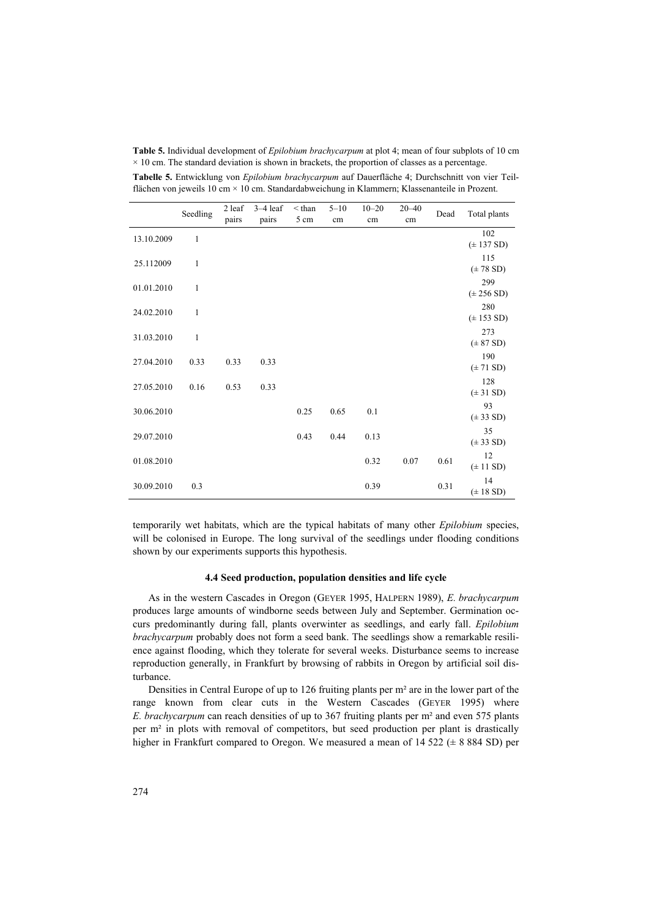**Table 5.** Individual development of *Epilobium brachycarpum* at plot 4; mean of four subplots of 10 cm × 10 cm. The standard deviation is shown in brackets, the proportion of classes as a percentage.

**Tabelle 5.** Entwicklung von *Epilobium brachycarpum* auf Dauerfläche 4; Durchschnitt von vier Teilflächen von jeweils 10 cm × 10 cm. Standardabweichung in Klammern; Klassenanteile in Prozent.

| | Seedling | 2 leaf pairs | 3–4 leaf pairs | < than 5 cm | 5–10 cm | 10–20 cm | 20–40 cm | Dead | Total plants |
|---|---|---|---|---|---|---|---|---|---|
| 13.10.2009 | 1 | | | | | | | | 102 (± 137 SD) |
| 25.112009 | 1 | | | | | | | | 115 (± 78 SD) |
| 01.01.2010 | 1 | | | | | | | | 299 (± 256 SD) |
| 24.02.2010 | 1 | | | | | | | | 280 (± 153 SD) |
| 31.03.2010 | 1 | | | | | | | | 273 (± 87 SD) |
| 27.04.2010 | 0.33 | 0.33 | 0.33 | | | | | | 190 (± 71 SD) |
| 27.05.2010 | 0.16 | 0.53 | 0.33 | | | | | | 128 (± 31 SD) |
| 30.06.2010 | | | | 0.25 | 0.65 | 0.1 | | | 93 (± 33 SD) |
| 29.07.2010 | | | | 0.43 | 0.44 | 0.13 | | | 35 (± 33 SD) |
| 01.08.2010 | | | | | | 0.32 | 0.07 | 0.61 | 12 (± 11 SD) |
| 30.09.2010 | 0.3 | | | | | 0.39 | | 0.31 | 14 (± 18 SD) |

temporarily wet habitats, which are the typical habitats of many other *Epilobium* species, will be colonised in Europe. The long survival of the seedlings under flooding conditions shown by our experiments supports this hypothesis.

### 4.4 Seed production, population densities and life cycle

As in the western Cascades in Oregon (Geyer 1995, Halpern 1989), *E. brachycarpum* produces large amounts of windborne seeds between July and September. Germination occurs predominantly during fall, plants overwinter as seedlings, and early fall. *Epilobium brachycarpum* probably does not form a seed bank. The seedlings show a remarkable resilience against flooding, which they tolerate for several weeks. Disturbance seems to increase reproduction generally, in Frankfurt by browsing of rabbits in Oregon by artificial soil disturbance.

Densities in Central Europe of up to 126 fruiting plants per m² are in the lower part of the range known from clear cuts in the Western Cascades (Geyer 1995) where *E. brachycarpum* can reach densities of up to 367 fruiting plants per m² and even 575 plants per m² in plots with removal of competitors, but seed production per plant is drastically higher in Frankfurt compared to Oregon. We measured a mean of 14 522 (± 8 884 SD) per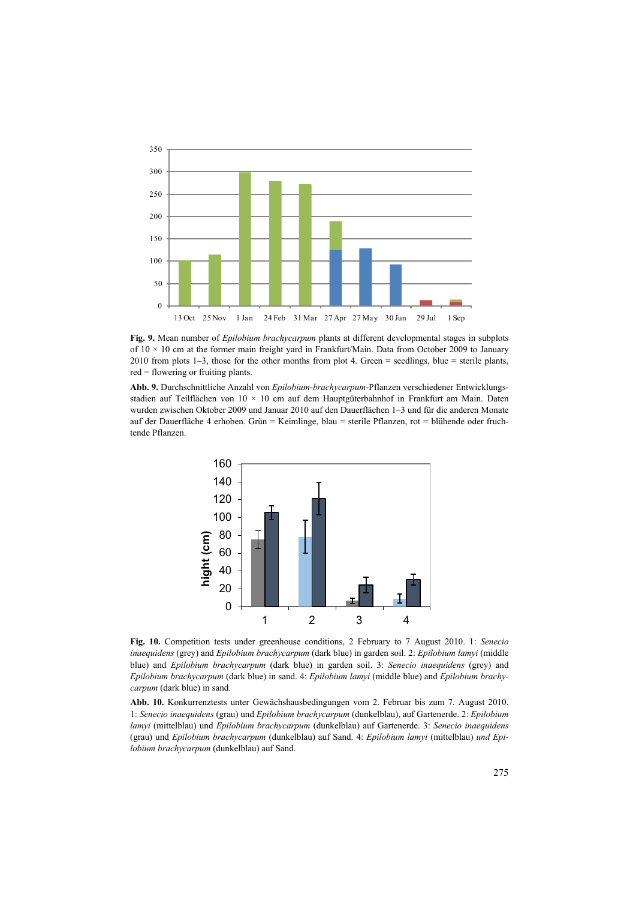350
300
250
200
150
100
50
0

13 Oct 25 Nov 1 Jan 24 Feb 31 Mar 27 Apr 27 May 30 Jun 29 Jul 1 Sep

**Fig. 9.** Mean number of *Epilobium brachycarpum* plants at different developmental stages in subplots of 10 × 10 cm at the former main freight yard in Frankfurt/Main. Data from October 2009 to January 2010 from plots 1–3, those for the other months from plot 4. Green = seedlings, blue = sterile plants, red = flowering or fruiting plants.

**Abb. 9.** Durchschnittliche Anzahl von *Epilobium-brachycarpum*-Pflanzen verschiedener Entwicklungsstadien auf Teilflächen von 10 × 10 cm auf dem Hauptgüterbahnhof in Frankfurt am Main. Daten wurden zwischen Oktober 2009 und Januar 2010 auf den Dauerflächen 1–3 und für die anderen Monate auf der Dauerfläche 4 erhoben. Grün = Keimlinge, blau = sterile Pflanzen, rot = blühende oder fruchtende Pflanzen.

160
140
120
100
80
60
40
20
0

hight (cm)

1 2 3 4

**Fig. 10.** Competition tests under greenhouse conditions, 2 February to 7 August 2010. 1: *Senecio inaequidens* (grey) and *Epilobium brachycarpum* (dark blue) in garden soil. 2: *Epilobium lamyi* (middle blue) and *Epilobium brachycarpum* (dark blue) in garden soil. 3: *Senecio inaequidens* (grey) and *Epilobium brachycarpum* (dark blue) in sand. 4: *Epilobium lamyi* (middle blue) and *Epilobium brachycarpum* (dark blue) in sand.

**Abb. 10.** Konkurrenztests unter Gewächshausbedingungen vom 2. Februar bis zum 7. August 2010. 1: *Senecio inaequidens* (grau) und *Epilobium brachycarpum* (dunkelblau), auf Gartenerde. 2: *Epilobium lamyi* (mittelblau) und *Epilobium brachycarpum* (dunkelblau) auf Gartenerde. 3: *Senecio inaequidens* (grau) und *Epilobium brachycarpum* (dunkelblau) auf Sand. 4: *Epilobium lamyi* (mittelblau) *und Epilobium brachycarpum* (dunkelblau) auf Sand.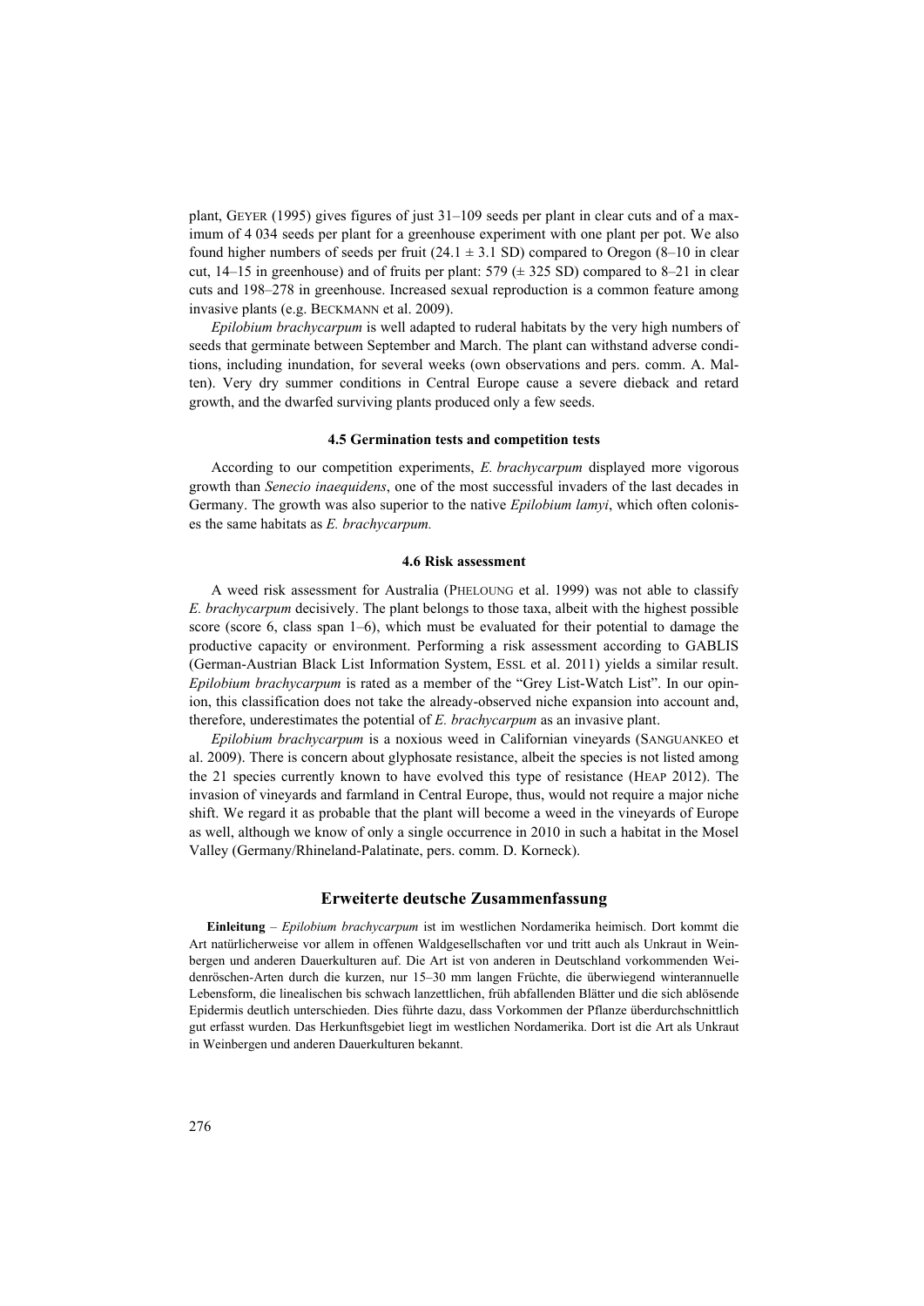plant, GEYER (1995) gives figures of just 31–109 seeds per plant in clear cuts and of a maximum of 4 034 seeds per plant for a greenhouse experiment with one plant per pot. We also found higher numbers of seeds per fruit (24.1 ± 3.1 SD) compared to Oregon (8–10 in clear cut, 14–15 in greenhouse) and of fruits per plant: 579 (± 325 SD) compared to 8–21 in clear cuts and 198–278 in greenhouse. Increased sexual reproduction is a common feature among invasive plants (e.g. BECKMANN et al. 2009).

*Epilobium brachycarpum* is well adapted to ruderal habitats by the very high numbers of seeds that germinate between September and March. The plant can withstand adverse conditions, including inundation, for several weeks (own observations and pers. comm. A. Malten). Very dry summer conditions in Central Europe cause a severe dieback and retard growth, and the dwarfed surviving plants produced only a few seeds.

#### 4.5 Germination tests and competition tests

According to our competition experiments, *E. brachycarpum* displayed more vigorous growth than *Senecio inaequidens*, one of the most successful invaders of the last decades in Germany. The growth was also superior to the native *Epilobium lamyi*, which often colonises the same habitats as *E. brachycarpum.*

#### 4.6 Risk assessment

A weed risk assessment for Australia (PHELOUNG et al. 1999) was not able to classify *E. brachycarpum* decisively. The plant belongs to those taxa, albeit with the highest possible score (score 6, class span 1–6), which must be evaluated for their potential to damage the productive capacity or environment. Performing a risk assessment according to GABLIS (German-Austrian Black List Information System, ESSL et al. 2011) yields a similar result. *Epilobium brachycarpum* is rated as a member of the "Grey List-Watch List". In our opinion, this classification does not take the already-observed niche expansion into account and, therefore, underestimates the potential of *E. brachycarpum* as an invasive plant.

*Epilobium brachycarpum* is a noxious weed in Californian vineyards (SANGUANKEO et al. 2009). There is concern about glyphosate resistance, albeit the species is not listed among the 21 species currently known to have evolved this type of resistance (HEAP 2012). The invasion of vineyards and farmland in Central Europe, thus, would not require a major niche shift. We regard it as probable that the plant will become a weed in the vineyards of Europe as well, although we know of only a single occurrence in 2010 in such a habitat in the Mosel Valley (Germany/Rhineland-Palatinate, pers. comm. D. Korneck).

## Erweiterte deutsche Zusammenfassung

**Einleitung** – *Epilobium brachycarpum* ist im westlichen Nordamerika heimisch. Dort kommt die Art natürlicherweise vor allem in offenen Waldgesellschaften vor und tritt auch als Unkraut in Weinbergen und anderen Dauerkulturen auf. Die Art ist von anderen in Deutschland vorkommenden Weidenröschen-Arten durch die kurzen, nur 15–30 mm langen Früchte, die überwiegend winterannuelle Lebensform, die linealischen bis schwach lanzettlichen, früh abfallenden Blätter und die sich ablösende Epidermis deutlich unterschieden. Dies führte dazu, dass Vorkommen der Pflanze überdurchschnittlich gut erfasst wurden. Das Herkunftsgebiet liegt im westlichen Nordamerika. Dort ist die Art als Unkraut in Weinbergen und anderen Dauerkulturen bekannt.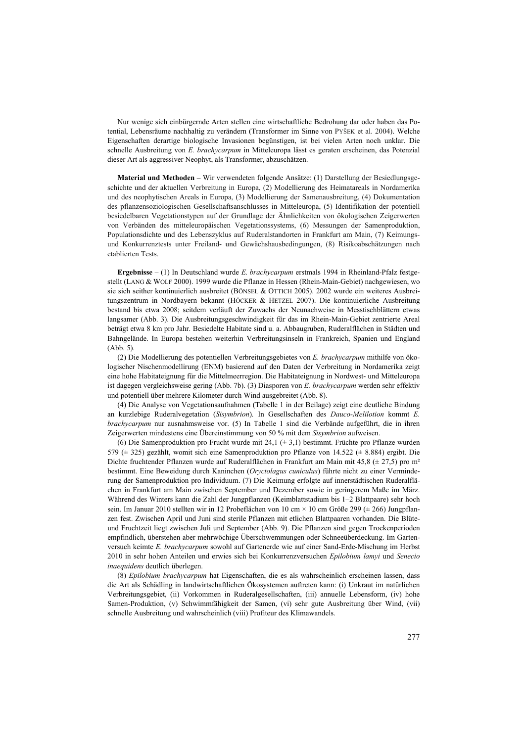Nur wenige sich einbürgernde Arten stellen eine wirtschaftliche Bedrohung dar oder haben das Potential, Lebensräume nachhaltig zu verändern (Transformer im Sinne von PYŠEK et al. 2004). Welche Eigenschaften derartige biologische Invasionen begünstigen, ist bei vielen Arten noch unklar. Die schnelle Ausbreitung von *E. brachycarpum* in Mitteleuropa lässt es geraten erscheinen, das Potenzial dieser Art als aggressiver Neophyt, als Transformer, abzuschätzen.

**Material und Methoden** – Wir verwendeten folgende Ansätze: (1) Darstellung der Besiedlungsgeschichte und der aktuellen Verbreitung in Europa, (2) Modellierung des Heimatareals in Nordamerika und des neophytischen Areals in Europa, (3) Modellierung der Samenausbreitung, (4) Dokumentation des pflanzensoziologischen Gesellschaftsanschlusses in Mitteleuropa, (5) Identifikation der potentiell besiedelbaren Vegetationstypen auf der Grundlage der Ähnlichkeiten von ökologischen Zeigerwerten von Verbänden des mitteleuropäischen Vegetationssystems, (6) Messungen der Samenproduktion, Populationsdichte und des Lebenszyklus auf Ruderalstandorten in Frankfurt am Main, (7) Keimungs- und Konkurrenztests unter Freiland- und Gewächshausbedingungen, (8) Risikoabschätzungen nach etablierten Tests.

**Ergebnisse** – (1) In Deutschland wurde *E. brachycarpum* erstmals 1994 in Rheinland-Pfalz festgestellt (LANG & WOLF 2000). 1999 wurde die Pflanze in Hessen (Rhein-Main-Gebiet) nachgewiesen, wo sie sich seither kontinuierlich ausbreitet (BÖNSEL & OTTICH 2005). 2002 wurde ein weiteres Ausbreitungszentrum in Nordbayern bekannt (HÖCKER & HETZEL 2007). Die kontinuierliche Ausbreitung bestand bis etwa 2008; seitdem verläuft der Zuwachs der Neunachweise in Messtischblättern etwas langsamer (Abb. 3). Die Ausbreitungsgeschwindigkeit für das im Rhein-Main-Gebiet zentrierte Areal beträgt etwa 8 km pro Jahr. Besiedelte Habitate sind u. a. Abbaugruben, Ruderalflächen in Städten und Bahngelände. In Europa bestehen weiterhin Verbreitungsinseln in Frankreich, Spanien und England (Abb. 5).

(2) Die Modellierung des potentiellen Verbreitungsgebietes von *E. brachycarpum* mithilfe von ökologischer Nischenmodellirung (ENM) basierend auf den Daten der Verbreitung in Nordamerika zeigt eine hohe Habitateignung für die Mittelmeerregion. Die Habitateignung in Nordwest- und Mitteleuropa ist dagegen vergleichsweise gering (Abb. 7b). (3) Diasporen von *E. brachycarpum* werden sehr effektiv und potentiell über mehrere Kilometer durch Wind ausgebreitet (Abb. 8).

(4) Die Analyse von Vegetationsaufnahmen (Tabelle 1 in der Beilage) zeigt eine deutliche Bindung an kurzlebige Ruderalvegetation (*Sisymbrion*). In Gesellschaften des *Dauco-Melilotion* kommt *E. brachycarpum* nur ausnahmsweise vor. (5) In Tabelle 1 sind die Verbände aufgeführt, die in ihren Zeigerwerten mindestens eine Übereinstimmung von 50 % mit dem *Sisymbrion* aufweisen.

(6) Die Samenproduktion pro Frucht wurde mit 24,1 (± 3,1) bestimmt. Früchte pro Pflanze wurden 579 (± 325) gezählt, womit sich eine Samenproduktion pro Pflanze von 14.522 (± 8.884) ergibt. Die Dichte fruchtender Pflanzen wurde auf Ruderalflächen in Frankfurt am Main mit 45,8 (± 27,5) pro m² bestimmt. Eine Beweidung durch Kaninchen (*Oryctolagus cuniculus*) führte nicht zu einer Verminderung der Samenproduktion pro Individuum. (7) Die Keimung erfolgte auf innerstädtischen Ruderalflächen in Frankfurt am Main zwischen September und Dezember sowie in geringerem Maße im März. Während des Winters kann die Zahl der Jungpflanzen (Keimblattstadium bis 1–2 Blattpaare) sehr hoch sein. Im Januar 2010 stellten wir in 12 Probeflächen von 10 cm × 10 cm Größe 299 (± 266) Jungpflanzen fest. Zwischen April und Juni sind sterile Pflanzen mit etlichen Blattpaaren vorhanden. Die Blüte- und Fruchtzeit liegt zwischen Juli und September (Abb. 9). Die Pflanzen sind gegen Trockenperioden empfindlich, überstehen aber mehrwöchige Überschwemmungen oder Schneeüberdeckung. Im Gartenversuch keimte *E. brachycarpum* sowohl auf Gartenerde wie auf einer Sand-Erde-Mischung im Herbst 2010 in sehr hohen Anteilen und erwies sich bei Konkurrenzversuchen *Epilobium lamyi* und *Senecio inaequidens* deutlich überlegen.

(8) *Epilobium brachycarpum* hat Eigenschaften, die es als wahrscheinlich erscheinen lassen, dass die Art als Schädling in landwirtschaftlichen Ökosystemen auftreten kann: (i) Unkraut im natürlichen Verbreitungsgebiet, (ii) Vorkommen in Ruderalgesellschaften, (iii) annuelle Lebensform, (iv) hohe Samen-Produktion, (v) Schwimmfähigkeit der Samen, (vi) sehr gute Ausbreitung über Wind, (vii) schnelle Ausbreitung und wahrscheinlich (viii) Profiteur des Klimawandels.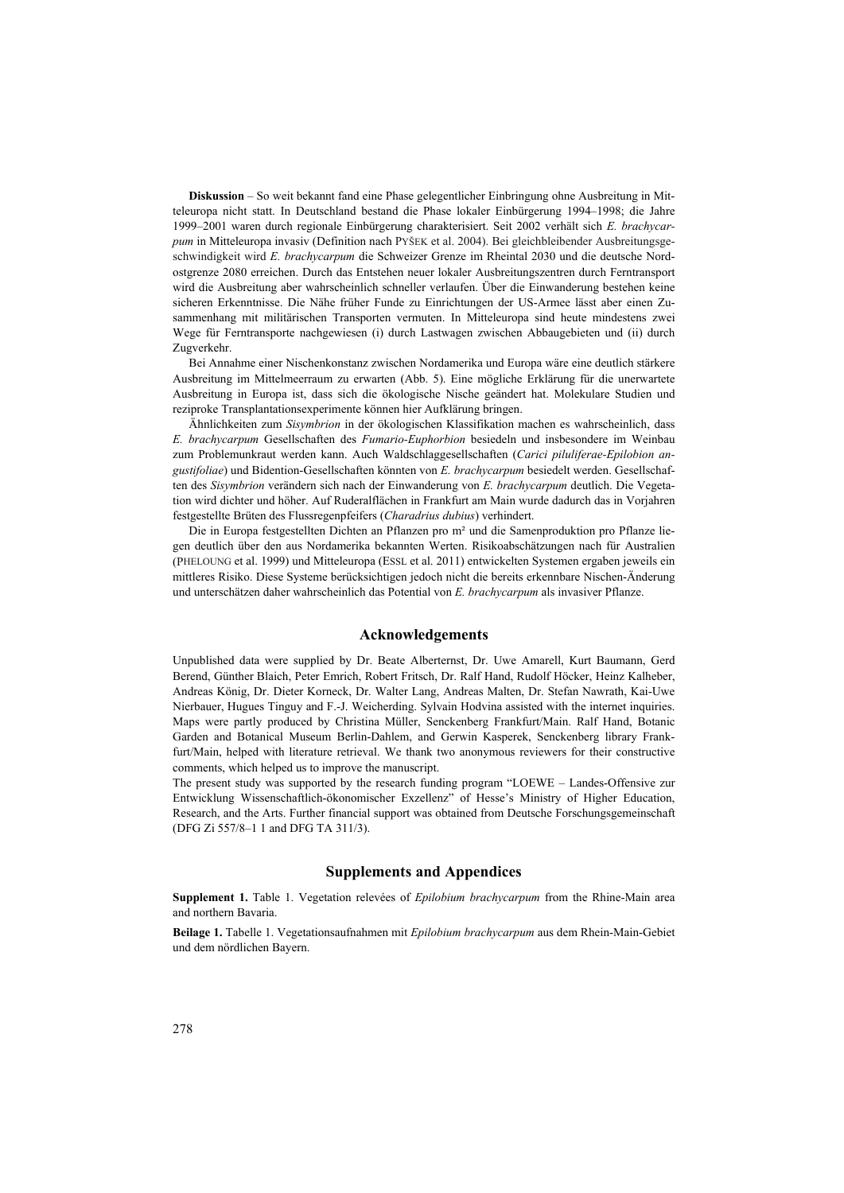**Diskussion** – So weit bekannt fand eine Phase gelegentlicher Einbringung ohne Ausbreitung in Mitteleuropa nicht statt. In Deutschland bestand die Phase lokaler Einbürgerung 1994–1998; die Jahre 1999–2001 waren durch regionale Einbürgerung charakterisiert. Seit 2002 verhält sich *E. brachycarpum* in Mitteleuropa invasiv (Definition nach PYŠEK et al. 2004). Bei gleichbleibender Ausbreitungsgeschwindigkeit wird *E. brachycarpum* die Schweizer Grenze im Rheintal 2030 und die deutsche Nordostgrenze 2080 erreichen. Durch das Entstehen neuer lokaler Ausbreitungszentren durch Ferntransport wird die Ausbreitung aber wahrscheinlich schneller verlaufen. Über die Einwanderung bestehen keine sicheren Erkenntnisse. Die Nähe früher Funde zu Einrichtungen der US-Armee lässt aber einen Zusammenhang mit militärischen Transporten vermuten. In Mitteleuropa sind heute mindestens zwei Wege für Ferntransporte nachgewiesen (i) durch Lastwagen zwischen Abbaugebieten und (ii) durch Zugverkehr.

Bei Annahme einer Nischenkonstanz zwischen Nordamerika und Europa wäre eine deutlich stärkere Ausbreitung im Mittelmeerraum zu erwarten (Abb. 5). Eine mögliche Erklärung für die unerwartete Ausbreitung in Europa ist, dass sich die ökologische Nische geändert hat. Molekulare Studien und reziproke Transplantationsexperimente können hier Aufklärung bringen.

Ähnlichkeiten zum *Sisymbrion* in der ökologischen Klassifikation machen es wahrscheinlich, dass *E. brachycarpum* Gesellschaften des *Fumario-Euphorbion* besiedeln und insbesondere im Weinbau zum Problemunkraut werden kann. Auch Waldschlaggesellschaften (*Carici piluliferae-Epilobion angustifoliae*) und Bidention-Gesellschaften könnten von *E. brachycarpum* besiedelt werden. Gesellschaften des *Sisymbrion* verändern sich nach der Einwanderung von *E. brachycarpum* deutlich. Die Vegetation wird dichter und höher. Auf Ruderalflächen in Frankfurt am Main wurde dadurch das in Vorjahren festgestellte Brüten des Flussregenpfeifers (*Charadrius dubius*) verhindert.

Die in Europa festgestellten Dichten an Pflanzen pro m² und die Samenproduktion pro Pflanze liegen deutlich über den aus Nordamerika bekannten Werten. Risikoabschätzungen nach für Australien (PHELOUNG et al. 1999) und Mitteleuropa (ESSL et al. 2011) entwickelten Systemen ergaben jeweils ein mittleres Risiko. Diese Systeme berücksichtigen jedoch nicht die bereits erkennbare Nischen-Änderung und unterschätzen daher wahrscheinlich das Potential von *E. brachycarpum* als invasiver Pflanze.

## Acknowledgements

Unpublished data were supplied by Dr. Beate Alberternst, Dr. Uwe Amarell, Kurt Baumann, Gerd Berend, Günther Blaich, Peter Emrich, Robert Fritsch, Dr. Ralf Hand, Rudolf Höcker, Heinz Kalheber, Andreas König, Dr. Dieter Korneck, Dr. Walter Lang, Andreas Malten, Dr. Stefan Nawrath, Kai-Uwe Nierbauer, Hugues Tinguy and F.-J. Weicherding. Sylvain Hodvina assisted with the internet inquiries. Maps were partly produced by Christina Müller, Senckenberg Frankfurt/Main. Ralf Hand, Botanic Garden and Botanical Museum Berlin-Dahlem, and Gerwin Kasperek, Senckenberg library Frankfurt/Main, helped with literature retrieval. We thank two anonymous reviewers for their constructive comments, which helped us to improve the manuscript.

The present study was supported by the research funding program "LOEWE – Landes-Offensive zur Entwicklung Wissenschaftlich-ökonomischer Exzellenz" of Hesse's Ministry of Higher Education, Research, and the Arts. Further financial support was obtained from Deutsche Forschungsgemeinschaft (DFG Zi 557/8–1 1 and DFG TA 311/3).

## Supplements and Appendices

**Supplement 1.** Table 1. Vegetation relevées of *Epilobium brachycarpum* from the Rhine-Main area and northern Bavaria.

**Beilage 1.** Tabelle 1. Vegetationsaufnahmen mit *Epilobium brachycarpum* aus dem Rhein-Main-Gebiet und dem nördlichen Bayern.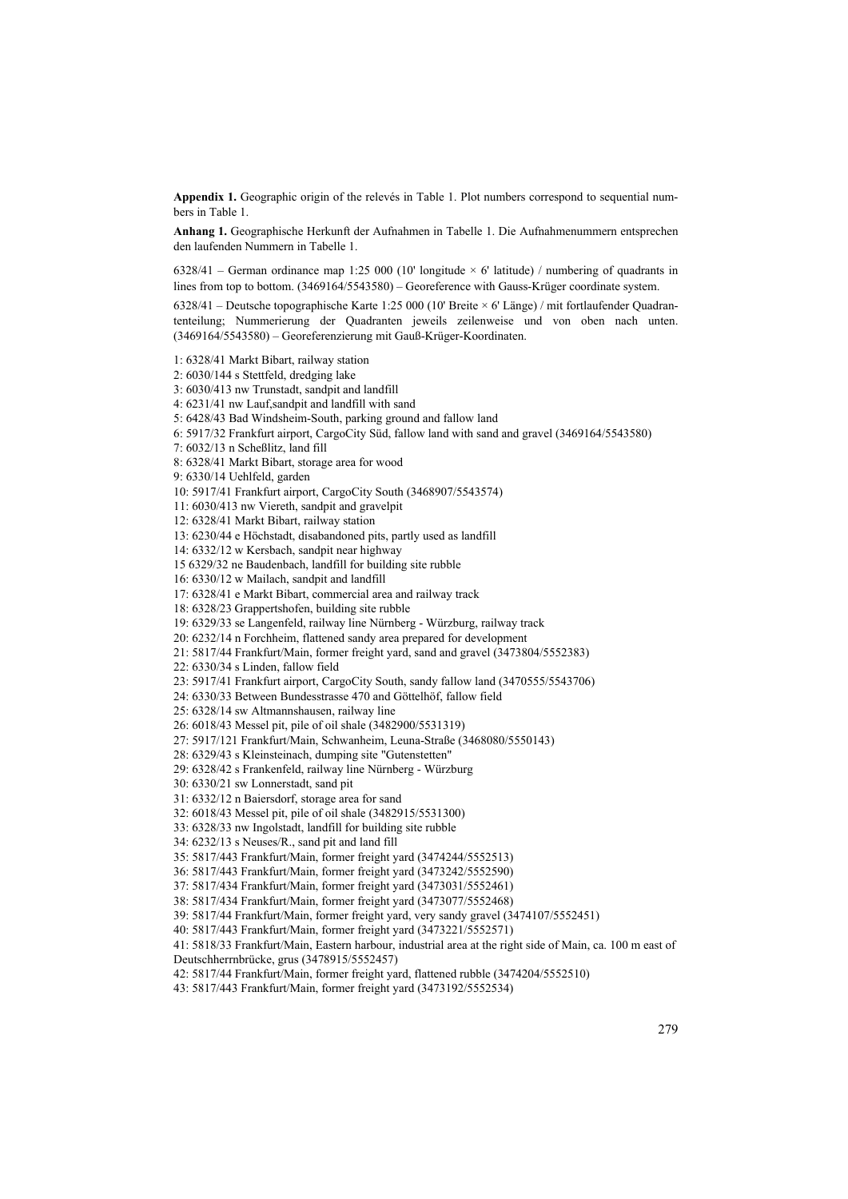**Appendix 1.** Geographic origin of the relevés in Table 1. Plot numbers correspond to sequential numbers in Table 1.

**Anhang 1.** Geographische Herkunft der Aufnahmen in Tabelle 1. Die Aufnahmenummern entsprechen den laufenden Nummern in Tabelle 1.

6328/41 – German ordinance map 1:25 000 (10' longitude × 6' latitude) / numbering of quadrants in lines from top to bottom. (3469164/5543580) – Georeference with Gauss-Krüger coordinate system.

6328/41 – Deutsche topographische Karte 1:25 000 (10' Breite × 6' Länge) / mit fortlaufender Quadranteilung; Nummerierung der Quadranten jeweils zeilenweise und von oben nach unten. (3469164/5543580) – Georeferenzierung mit Gauß-Krüger-Koordinaten.

1: 6328/41 Markt Bibart, railway station
2: 6030/144 s Stettfeld, dredging lake
3: 6030/413 nw Trunstadt, sandpit and landfill
4: 6231/41 nw Lauf,sandpit and landfill with sand
5: 6428/43 Bad Windsheim-South, parking ground and fallow land
6: 5917/32 Frankfurt airport, CargoCity Süd, fallow land with sand and gravel (3469164/5543580)
7: 6032/13 n Scheßlitz, land fill
8: 6328/41 Markt Bibart, storage area for wood
9: 6330/14 Uehlfeld, garden
10: 5917/41 Frankfurt airport, CargoCity South (3468907/5543574)
11: 6030/413 nw Viereth, sandpit and gravelpit
12: 6328/41 Markt Bibart, railway station
13: 6230/44 e Höchstadt, disabandoned pits, partly used as landfill
14: 6332/12 w Kersbach, sandpit near highway
15 6329/32 ne Baudenbach, landfill for building site rubble
16: 6330/12 w Mailach, sandpit and landfill
17: 6328/41 e Markt Bibart, commercial area and railway track
18: 6328/23 Grappertshofen, building site rubble
19: 6329/33 se Langenfeld, railway line Nürnberg - Würzburg, railway track
20: 6232/14 n Forchheim, flattened sandy area prepared for development
21: 5817/44 Frankfurt/Main, former freight yard, sand and gravel (3473804/5552383)
22: 6330/34 s Linden, fallow field
23: 5917/41 Frankfurt airport, CargoCity South, sandy fallow land (3470555/5543706)
24: 6330/33 Between Bundesstrasse 470 and Göttelhöf, fallow field
25: 6328/14 sw Altmannshausen, railway line
26: 6018/43 Messel pit, pile of oil shale (3482900/5531319)
27: 5917/121 Frankfurt/Main, Schwanheim, Leuna-Straße (3468080/5550143)
28: 6329/43 s Kleinsteinach, dumping site "Gutenstetten"
29: 6328/42 s Frankenfeld, railway line Nürnberg - Würzburg
30: 6330/21 sw Lonnerstadt, sand pit
31: 6332/12 n Baiersdorf, storage area for sand
32: 6018/43 Messel pit, pile of oil shale (3482915/5531300)
33: 6328/33 nw Ingolstadt, landfill for building site rubble
34: 6232/13 s Neuses/R., sand pit and land fill
35: 5817/443 Frankfurt/Main, former freight yard (3474244/5552513)
36: 5817/443 Frankfurt/Main, former freight yard (3473242/5552590)
37: 5817/434 Frankfurt/Main, former freight yard (3473031/5552461)
38: 5817/434 Frankfurt/Main, former freight yard (3473077/5552468)
39: 5817/44 Frankfurt/Main, former freight yard, very sandy gravel (3474107/5552451)
40: 5817/443 Frankfurt/Main, former freight yard (3473221/5552571)
41: 5818/33 Frankfurt/Main, Eastern harbour, industrial area at the right side of Main, ca. 100 m east of Deutschherrnbrücke, grus (3478915/5552457)
42: 5817/44 Frankfurt/Main, former freight yard, flattened rubble (3474204/5552510)
43: 5817/443 Frankfurt/Main, former freight yard (3473192/5552534)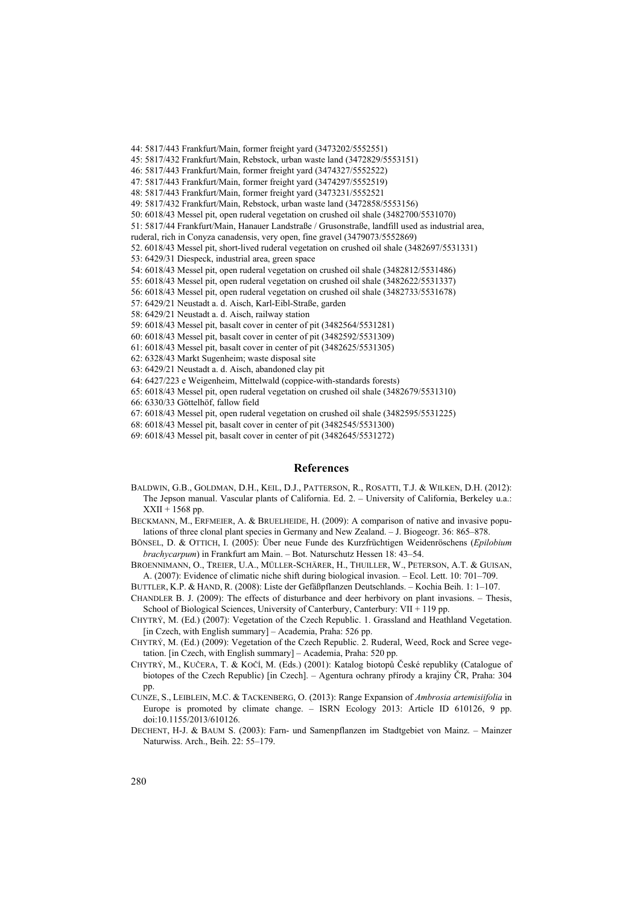44: 5817/443 Frankfurt/Main, former freight yard (3473202/5552551)
45: 5817/432 Frankfurt/Main, Rebstock, urban waste land (3472829/5553151)
46: 5817/443 Frankfurt/Main, former freight yard (3474327/5552522)
47: 5817/443 Frankfurt/Main, former freight yard (3474297/5552519)
48: 5817/443 Frankfurt/Main, former freight yard (3473231/5552521
49: 5817/432 Frankfurt/Main, Rebstock, urban waste land (3472858/5553156)
50: 6018/43 Messel pit, open ruderal vegetation on crushed oil shale (3482700/5531070)
51: 5817/44 Frankfurt/Main, Hanauer Landstraße / Grusonstraße, landfill used as industrial area, ruderal, rich in Conyza canadensis, very open, fine gravel (3479073/5552869)
52. 6018/43 Messel pit, short-lived ruderal vegetation on crushed oil shale (3482697/5531331)
53: 6429/31 Diespeck, industrial area, green space
54: 6018/43 Messel pit, open ruderal vegetation on crushed oil shale (3482812/5531486)
55: 6018/43 Messel pit, open ruderal vegetation on crushed oil shale (3482622/5531337)
56: 6018/43 Messel pit, open ruderal vegetation on crushed oil shale (3482733/5531678)
57: 6429/21 Neustadt a. d. Aisch, Karl-Eibl-Straße, garden
58: 6429/21 Neustadt a. d. Aisch, railway station
59: 6018/43 Messel pit, basalt cover in center of pit (3482564/5531281)
60: 6018/43 Messel pit, basalt cover in center of pit (3482592/5531309)
61: 6018/43 Messel pit, basalt cover in center of pit (3482625/5531305)
62: 6328/43 Markt Sugenheim; waste disposal site
63: 6429/21 Neustadt a. d. Aisch, abandoned clay pit
64: 6427/223 e Weigenheim, Mittelwald (coppice-with-standards forests)
65: 6018/43 Messel pit, open ruderal vegetation on crushed oil shale (3482679/5531310)
66: 6330/33 Göttelhöf, fallow field
67: 6018/43 Messel pit, open ruderal vegetation on crushed oil shale (3482595/5531225)
68: 6018/43 Messel pit, basalt cover in center of pit (3482545/5531300)
69: 6018/43 Messel pit, basalt cover in center of pit (3482645/5531272)

## References

BALDWIN, G.B., GOLDMAN, D.H., KEIL, D.J., PATTERSON, R., ROSATTI, T.J. & WILKEN, D.H. (2012): The Jepson manual. Vascular plants of California. Ed. 2. – University of California, Berkeley u.a.: XXII + 1568 pp.

BECKMANN, M., ERFMEIER, A. & BRUELHEIDE, H. (2009): A comparison of native and invasive populations of three clonal plant species in Germany and New Zealand. – J. Biogeogr. 36: 865–878.

BÖNSEL, D. & OTTICH, I. (2005): Über neue Funde des Kurzfrüchtigen Weidenröschens (*Epilobium brachycarpum*) in Frankfurt am Main. – Bot. Naturschutz Hessen 18: 43–54.

BROENNIMANN, O., TREIER, U.A., MÜLLER-SCHÄRER, H., THUILLER, W., PETERSON, A.T. & GUISAN, A. (2007): Evidence of climatic niche shift during biological invasion. – Ecol. Lett. 10: 701–709.

BUTTLER, K.P. & HAND, R. (2008): Liste der Gefäßpflanzen Deutschlands. – Kochia Beih. 1: 1–107.

CHANDLER B. J. (2009): The effects of disturbance and deer herbivory on plant invasions. – Thesis, School of Biological Sciences, University of Canterbury, Canterbury: VII + 119 pp.

CHYTRÝ, M. (Ed.) (2007): Vegetation of the Czech Republic. 1. Grassland and Heathland Vegetation. [in Czech, with English summary] – Academia, Praha: 526 pp.

CHYTRÝ, M. (Ed.) (2009): Vegetation of the Czech Republic. 2. Ruderal, Weed, Rock and Scree vegetation. [in Czech, with English summary] – Academia, Praha: 520 pp.

CHYTRÝ, M., KUČERA, T. & KOČÍ, M. (Eds.) (2001): Katalog biotopů České republiky (Catalogue of biotopes of the Czech Republic) [in Czech]. – Agentura ochrany přírody a krajiny ČR, Praha: 304 pp.

CUNZE, S., LEIBLEIN, M.C. & TACKENBERG, O. (2013): Range Expansion of *Ambrosia artemisiifolia* in Europe is promoted by climate change. – ISRN Ecology 2013: Article ID 610126, 9 pp. doi:10.1155/2013/610126.

DECHENT, H-J. & BAUM S. (2003): Farn- und Samenpflanzen im Stadtgebiet von Mainz. – Mainzer Naturwiss. Arch., Beih. 22: 55–179.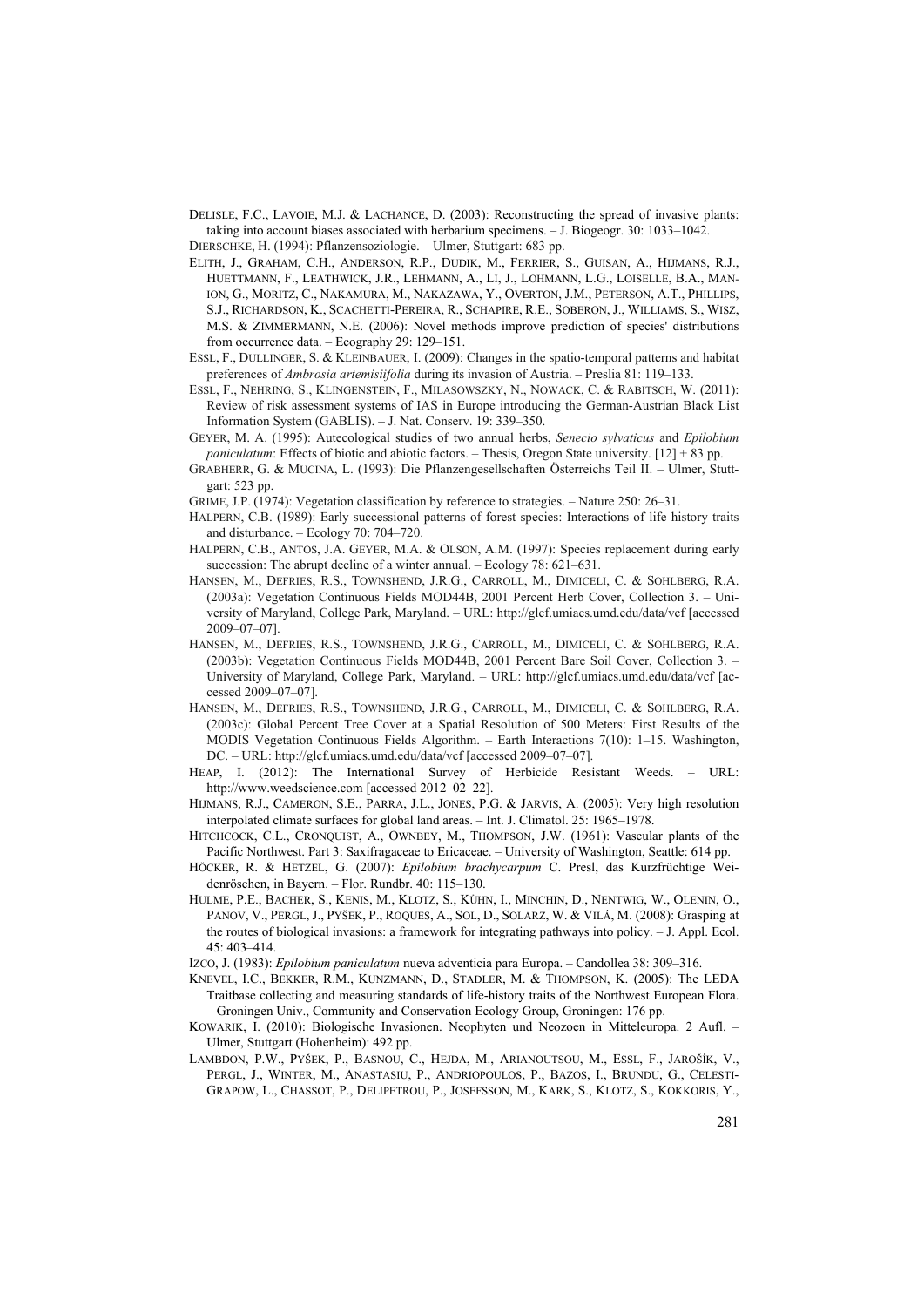DELISLE, F.C., LAVOIE, M.J. & LACHANCE, D. (2003): Reconstructing the spread of invasive plants: taking into account biases associated with herbarium specimens. – J. Biogeogr. 30: 1033–1042.

DIERSCHKE, H. (1994): Pflanzensoziologie. – Ulmer, Stuttgart: 683 pp.

ELITH, J., GRAHAM, C.H., ANDERSON, R.P., DUDIK, M., FERRIER, S., GUISAN, A., HIJMANS, R.J., HUETTMANN, F., LEATHWICK, J.R., LEHMANN, A., LI, J., LOHMANN, L.G., LOISELLE, B.A., MANION, G., MORITZ, C., NAKAMURA, M., NAKAZAWA, Y., OVERTON, J.M., PETERSON, A.T., PHILLIPS, S.J., RICHARDSON, K., SCACHETTI-PEREIRA, R., SCHAPIRE, R.E., SOBERON, J., WILLIAMS, S., WISZ, M.S. & ZIMMERMANN, N.E. (2006): Novel methods improve prediction of species' distributions from occurrence data. – Ecography 29: 129–151.

ESSL, F., DULLINGER, S. & KLEINBAUER, I. (2009): Changes in the spatio-temporal patterns and habitat preferences of *Ambrosia artemisiifolia* during its invasion of Austria. – Preslia 81: 119–133.

ESSL, F., NEHRING, S., KLINGENSTEIN, F., MILASOWSZKY, N., NOWACK, C. & RABITSCH, W. (2011): Review of risk assessment systems of IAS in Europe introducing the German-Austrian Black List Information System (GABLIS). – J. Nat. Conserv. 19: 339–350.

GEYER, M. A. (1995): Autecological studies of two annual herbs, *Senecio sylvaticus* and *Epilobium paniculatum*: Effects of biotic and abiotic factors. – Thesis, Oregon State university. [12] + 83 pp.

GRABHERR, G. & MUCINA, L. (1993): Die Pflanzengesellschaften Österreichs Teil II. – Ulmer, Stuttgart: 523 pp.

GRIME, J.P. (1974): Vegetation classification by reference to strategies. – Nature 250: 26–31.

HALPERN, C.B. (1989): Early successional patterns of forest species: Interactions of life history traits and disturbance. – Ecology 70: 704–720.

HALPERN, C.B., ANTOS, J.A. GEYER, M.A. & OLSON, A.M. (1997): Species replacement during early succession: The abrupt decline of a winter annual. – Ecology 78: 621–631.

HANSEN, M., DEFRIES, R.S., TOWNSHEND, J.R.G., CARROLL, M., DIMICELI, C. & SOHLBERG, R.A. (2003a): Vegetation Continuous Fields MOD44B, 2001 Percent Herb Cover, Collection 3. – University of Maryland, College Park, Maryland. – URL: http://glcf.umiacs.umd.edu/data/vcf [accessed 2009–07–07].

HANSEN, M., DEFRIES, R.S., TOWNSHEND, J.R.G., CARROLL, M., DIMICELI, C. & SOHLBERG, R.A. (2003b): Vegetation Continuous Fields MOD44B, 2001 Percent Bare Soil Cover, Collection 3. – University of Maryland, College Park, Maryland. – URL: http://glcf.umiacs.umd.edu/data/vcf [accessed 2009–07–07].

HANSEN, M., DEFRIES, R.S., TOWNSHEND, J.R.G., CARROLL, M., DIMICELI, C. & SOHLBERG, R.A. (2003c): Global Percent Tree Cover at a Spatial Resolution of 500 Meters: First Results of the MODIS Vegetation Continuous Fields Algorithm. – Earth Interactions 7(10): 1–15. Washington, DC. – URL: http://glcf.umiacs.umd.edu/data/vcf [accessed 2009–07–07].

HEAP, I. (2012): The International Survey of Herbicide Resistant Weeds. – URL: http://www.weedscience.com [accessed 2012–02–22].

HIJMANS, R.J., CAMERON, S.E., PARRA, J.L., JONES, P.G. & JARVIS, A. (2005): Very high resolution interpolated climate surfaces for global land areas. – Int. J. Climatol. 25: 1965–1978.

HITCHCOCK, C.L., CRONQUIST, A., OWNBEY, M., THOMPSON, J.W. (1961): Vascular plants of the Pacific Northwest. Part 3: Saxifragaceae to Ericaceae. – University of Washington, Seattle: 614 pp.

HÖCKER, R. & HETZEL, G. (2007): *Epilobium brachycarpum* C. Presl, das Kurzfrüchtige Weidenröschen, in Bayern. – Flor. Rundbr. 40: 115–130.

HULME, P.E., BACHER, S., KENIS, M., KLOTZ, S., KÜHN, I., MINCHIN, D., NENTWIG, W., OLENIN, O., PANOV, V., PERGL, J., PYŠEK, P., ROQUES, A., SOL, D., SOLARZ, W. & VILÁ, M. (2008): Grasping at the routes of biological invasions: a framework for integrating pathways into policy. – J. Appl. Ecol. 45: 403–414.

IZCO, J. (1983): *Epilobium paniculatum* nueva adventicia para Europa. – Candollea 38: 309–316.

KNEVEL, I.C., BEKKER, R.M., KUNZMANN, D., STADLER, M. & THOMPSON, K. (2005): The LEDA Traitbase collecting and measuring standards of life-history traits of the Northwest European Flora. – Groningen Univ., Community and Conservation Ecology Group, Groningen: 176 pp.

KOWARIK, I. (2010): Biologische Invasionen. Neophyten und Neozoen in Mitteleuropa. 2 Aufl. – Ulmer, Stuttgart (Hohenheim): 492 pp.

LAMBDON, P.W., PYŠEK, P., BASNOU, C., HEJDA, M., ARIANOUTSOU, M., ESSL, F., JAROŠÍK, V., PERGL, J., WINTER, M., ANASTASIU, P., ANDRIOPOULOS, P., BAZOS, I., BRUNDU, G., CELESTI-GRAPOW, L., CHASSOT, P., DELIPETROU, P., JOSEFSSON, M., KARK, S., KLOTZ, S., KOKKORIS, Y.,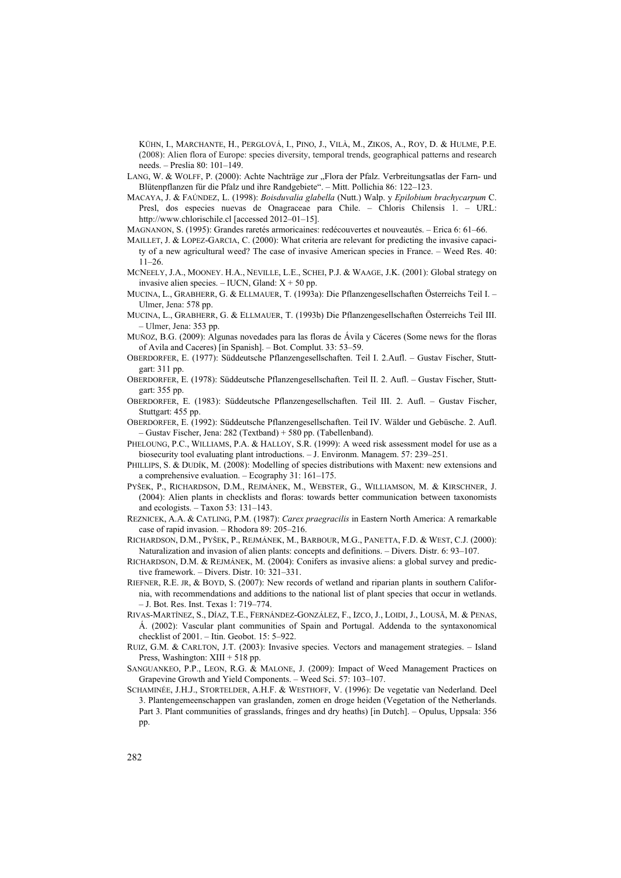KÜHN, I., MARCHANTE, H., PERGLOVÁ, I., PINO, J., VILÀ, M., ZIKOS, A., ROY, D. & HULME, P.E. (2008): Alien flora of Europe: species diversity, temporal trends, geographical patterns and research needs. – Preslia 80: 101–149.

LANG, W. & WOLFF, P. (2000): Achte Nachträge zur „Flora der Pfalz. Verbreitungsatlas der Farn- und Blütenpflanzen für die Pfalz und ihre Randgebiete". – Mitt. Pollichia 86: 122–123.

MACAYA, J. & FAÚNDEZ, L. (1998): *Boisduvalia glabella* (Nutt.) Walp. y *Epilobium brachycarpum* C. Presl, dos especies nuevas de Onagraceae para Chile. – Chloris Chilensis 1. – URL: http://www.chlorischile.cl [accessed 2012–01–15].

MAGNANON, S. (1995): Grandes raretés armoricaines: redécouvertes et nouveautés. – Erica 6: 61–66.

MAILLET, J. & LOPEZ-GARCIA, C. (2000): What criteria are relevant for predicting the invasive capacity of a new agricultural weed? The case of invasive American species in France. – Weed Res. 40: 11–26.

MCNEELY, J.A., MOONEY. H.A., NEVILLE, L.E., SCHEI, P.J. & WAAGE, J.K. (2001): Global strategy on invasive alien species. – IUCN, Gland: X + 50 pp.

MUCINA, L., GRABHERR, G. & ELLMAUER, T. (1993a): Die Pflanzengesellschaften Österreichs Teil I. – Ulmer, Jena: 578 pp.

MUCINA, L., GRABHERR, G. & ELLMAUER, T. (1993b) Die Pflanzengesellschaften Österreichs Teil III. – Ulmer, Jena: 353 pp.

MUÑOZ, B.G. (2009): Algunas novedades para las floras de Ávila y Cáceres (Some news for the floras of Avila and Caceres) [in Spanish]. – Bot. Complut. 33: 53–59.

OBERDORFER, E. (1977): Süddeutsche Pflanzengesellschaften. Teil I. 2.Aufl. – Gustav Fischer, Stuttgart: 311 pp.

OBERDORFER, E. (1978): Süddeutsche Pflanzengesellschaften. Teil II. 2. Aufl. – Gustav Fischer, Stuttgart: 355 pp.

OBERDORFER, E. (1983): Süddeutsche Pflanzengesellschaften. Teil III. 2. Aufl. – Gustav Fischer, Stuttgart: 455 pp.

OBERDORFER, E. (1992): Süddeutsche Pflanzengesellschaften. Teil IV. Wälder und Gebüsche. 2. Aufl. – Gustav Fischer, Jena: 282 (Textband) + 580 pp. (Tabellenband).

PHELOUNG, P.C., WILLIAMS, P.A. & HALLOY, S.R. (1999): A weed risk assessment model for use as a biosecurity tool evaluating plant introductions. – J. Environm. Managem. 57: 239–251.

PHILLIPS, S. & DUDÍK, M. (2008): Modelling of species distributions with Maxent: new extensions and a comprehensive evaluation. – Ecography 31: 161–175.

PYŠEK, P., RICHARDSON, D.M., REJMÁNEK, M., WEBSTER, G., WILLIAMSON, M. & KIRSCHNER, J. (2004): Alien plants in checklists and floras: towards better communication between taxonomists and ecologists. – Taxon 53: 131–143.

REZNICEK, A.A. & CATLING, P.M. (1987): *Carex praegracilis* in Eastern North America: A remarkable case of rapid invasion. – Rhodora 89: 205–216.

RICHARDSON, D.M., PYŠEK, P., REJMÁNEK, M., BARBOUR, M.G., PANETTA, F.D. & WEST, C.J. (2000): Naturalization and invasion of alien plants: concepts and definitions. – Divers. Distr. 6: 93–107.

RICHARDSON, D.M. & REJMÁNEK, M. (2004): Conifers as invasive aliens: a global survey and predictive framework. – Divers. Distr. 10: 321–331.

RIEFNER, R.E. JR, & BOYD, S. (2007): New records of wetland and riparian plants in southern California, with recommendations and additions to the national list of plant species that occur in wetlands. – J. Bot. Res. Inst. Texas 1: 719–774.

RIVAS-MARTÍNEZ, S., DÍAZ, T.E., FERNÁNDEZ-GONZÁLEZ, F., IZCO, J., LOIDI, J., LOUSÃ, M. & PENAS, Á. (2002): Vascular plant communities of Spain and Portugal. Addenda to the syntaxonomical checklist of 2001. – Itin. Geobot. 15: 5–922.

RUIZ, G.M. & CARLTON, J.T. (2003): Invasive species. Vectors and management strategies. – Island Press, Washington: XIII + 518 pp.

SANGUANKEO, P.P., LEON, R.G. & MALONE, J. (2009): Impact of Weed Management Practices on Grapevine Growth and Yield Components. – Weed Sci. 57: 103–107.

SCHAMINÉE, J.H.J., STORTELDER, A.H.F. & WESTHOFF, V. (1996): De vegetatie van Nederland. Deel 3. Plantengemeenschappen van graslanden, zomen en droge heiden (Vegetation of the Netherlands. Part 3. Plant communities of grasslands, fringes and dry heaths) [in Dutch]. – Opulus, Uppsala: 356 pp.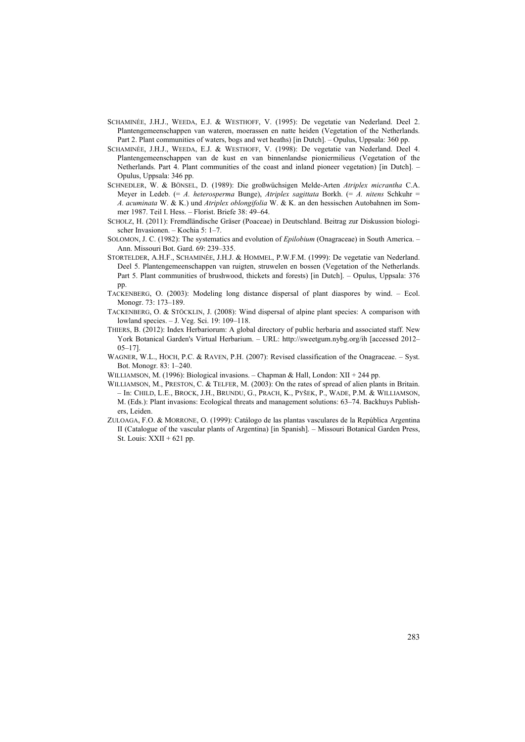SCHAMINÉE, J.H.J., WEEDA, E.J. & WESTHOFF, V. (1995): De vegetatie van Nederland. Deel 2. Plantengemeenschappen van wateren, moerassen en natte heiden (Vegetation of the Netherlands. Part 2. Plant communities of waters, bogs and wet heaths) [in Dutch]. – Opulus, Uppsala: 360 pp.

SCHAMINÉE, J.H.J., WEEDA, E.J. & WESTHOFF, V. (1998): De vegetatie van Nederland. Deel 4. Plantengemeenschappen van de kust en van binnenlandse pioniermilieus (Vegetation of the Netherlands. Part 4. Plant communities of the coast and inland pioneer vegetation) [in Dutch]. – Opulus, Uppsala: 346 pp.

SCHNEDLER, W. & BÖNSEL, D. (1989): Die großwüchsigen Melde-Arten *Atriplex micrantha* C.A. Meyer in Ledeb. (= *A. heterosperma* Bunge), *Atriplex sagittata* Borkh. (= *A. nitens* Schkuhr = *A. acuminata* W. & K.) und *Atriplex oblongifolia* W. & K. an den hessischen Autobahnen im Sommer 1987. Teil I. Hess. – Florist. Briefe 38: 49–64.

SCHOLZ, H. (2011): Fremdländische Gräser (Poaceae) in Deutschland. Beitrag zur Diskussion biologischer Invasionen. – Kochia 5: 1–7.

SOLOMON, J. C. (1982): The systematics and evolution of *Epilobium* (Onagraceae) in South America. – Ann. Missouri Bot. Gard. 69: 239–335.

STORTELDER, A.H.F., SCHAMINÉE, J.H.J. & HOMMEL, P.W.F.M. (1999): De vegetatie van Nederland. Deel 5. Plantengemeenschappen van ruigten, struwelen en bossen (Vegetation of the Netherlands. Part 5. Plant communities of brushwood, thickets and forests) [in Dutch]. – Opulus, Uppsala: 376 pp.

TACKENBERG, O. (2003): Modeling long distance dispersal of plant diaspores by wind. – Ecol. Monogr. 73: 173–189.

TACKENBERG, O. & STÖCKLIN, J. (2008): Wind dispersal of alpine plant species: A comparison with lowland species. – J. Veg. Sci. 19: 109–118.

THIERS, B. (2012): Index Herbariorum: A global directory of public herbaria and associated staff. New York Botanical Garden's Virtual Herbarium. – URL: http://sweetgum.nybg.org/ih [accessed 2012–05–17].

WAGNER, W.L., HOCH, P.C. & RAVEN, P.H. (2007): Revised classification of the Onagraceae. – Syst. Bot. Monogr. 83: 1–240.

WILLIAMSON, M. (1996): Biological invasions. – Chapman & Hall, London: XII + 244 pp.

WILLIAMSON, M., PRESTON, C. & TELFER, M. (2003): On the rates of spread of alien plants in Britain. – In: CHILD, L.E., BROCK, J.H., BRUNDU, G., PRACH, K., PYŠEK, P., WADE, P.M. & WILLIAMSON, M. (Eds.): Plant invasions: Ecological threats and management solutions: 63–74. Backhuys Publishers, Leiden.

ZULOAGA, F.O. & MORRONE, O. (1999): Catálogo de las plantas vasculares de la República Argentina II (Catalogue of the vascular plants of Argentina) [in Spanish]. – Missouri Botanical Garden Press, St. Louis: XXII + 621 pp.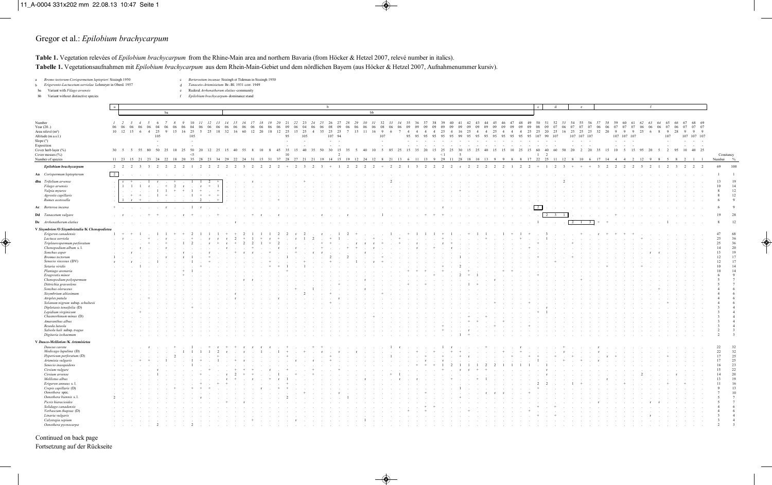**Table 1.** Vegetation relevées of *Epilobium brachycarpum* from the Rhine-Main area and northern Bavaria (from Höcker & Hetzel 2007, relevé number in italics).

**Tabelle 1.** Vegetationsaufnahmen mit *Epilobium brachycarpum* aus dem Rhein-Main-Gebiet und dem nördlichen Bayern (aus Höcker & Hetzel 2007, Aufnahmenummer kursiv).

- a *Bromo tectorum-Corispermetum leptopteri* Sissingh 1950
- b *Erigeronto-Lactucetum serriolae* Lohmeyer in Oberd. 1957
- ba Variant with *Filago arvensis*
- bb Variant without distinctive species
- c *Berteroetum incanae* Sissingh et Tideman in Sissingh 1950
- d *Tanaceto-Artemisietum* Br.-Bl. 1931 corr. 1949
- e Ruderal *Arrhenatherum elatius*-community
- f *Epilobium brachycarpum*-dominance stand

Rows of the relevé header: Number (1–69); Year (20..); Area relevé (m²); Altitude (m a.s.l.); Slope (°); Exposition; Cover herb layer (%); Cover mosses (%); Number of species.

| Species | Constancy Number | Constancy % |
|---|---|---|
| *Epilobium brachycarpum* | 69 | 100 |
| **Aa** *Corispermum leptopterum* | 1 | 1 |
| **dba** *Trifolium arvense* | 13 | 19 |
| *Filago arvensis* | 10 | 14 |
| *Vulpia myuros* | 8 | 12 |
| *Agrostis capillaris* | 8 | 12 |
| *Rumex acetosella* | 6 | 9 |
| **Ac** *Berteroa incana* | 6 | 9 |
| **Dd** *Tanacetum vulgare* | 19 | 28 |
| **De** *Arrhenatherum elatius* | 8 | 12 |
| ***V Sisymbrion/O Sisymbrietalia/K Chenopodietea*** | | |
| *Erigeron canadensis* | 47 | 68 |
| *Lactuca serriola* | 25 | 36 |
| *Tripleurospermum perforatum* | 25 | 36 |
| *Chenopodium album* s. l. | 14 | 20 |
| *Sonchus asper* | 13 | 19 |
| *Bromus tectorum* | 12 | 17 |
| *Senecio viscosus* (DV) | 12 | 17 |
| *Setaria viridis* | 10 | 14 |
| *Plantago arenaria* | 10 | 14 |
| *Eragrostis minor* | 6 | 9 |
| *Chenopodium polyspermum* | 5 | 7 |
| *Dittrichia graveolens* | 5 | 7 |
| *Sonchus oleraceus* | 4 | 6 |
| *Sisymbrium altissimum* | 4 | 6 |
| *Atriplex patula* | 4 | 6 |
| *Solanum nigrum* subsp. *schultesii* | 4 | 6 |
| *Diplotaxis tenuifolia* (D) | 3 | 4 |
| *Lepidium virginicum* | 3 | 4 |
| *Chaenorhinum minus* (D) | 3 | 4 |
| *Amaranthus albus* | 3 | 4 |
| *Reseda luteola* | 3 | 4 |
| *Salsola kali* subsp. *tragus* | 2 | 3 |
| *Digitaria ischaemum* | 2 | 3 |
| ***V Dauco-Melilotion/K Artemisietea*** | | |
| *Daucus carota* | 22 | 32 |
| *Medicago lupulina* (D) | 22 | 32 |
| *Hypericum perforatum* (D) | 17 | 25 |
| *Artemisia vulgaris* | 17 | 25 |
| *Senecio inaequidens* | 16 | 23 |
| *Cirsium vulgare* | 15 | 22 |
| *Cirsium arvense* | 14 | 20 |
| *Melilotus albus* | 13 | 19 |
| *Erigeron annuus* s. l. | 11 | 16 |
| *Crepis capillaris* (D) | 9 | 13 |
| *Oenothera* spec. | 7 | 10 |
| *Oenothera biennis* s. l. | 5 | 7 |
| *Picris hieracioides* | 5 | 7 |
| *Solidago canadensis* | 4 | 6 |
| *Verbascum thapsus* (D) | 4 | 6 |
| *Linaria vulgaris* | 3 | 4 |
| *Calystegia sepium* | 3 | 4 |
| *Oenothera pycnocarpa* | 2 | 3 |

Continued on back page

Fortsetzung auf der Rückseite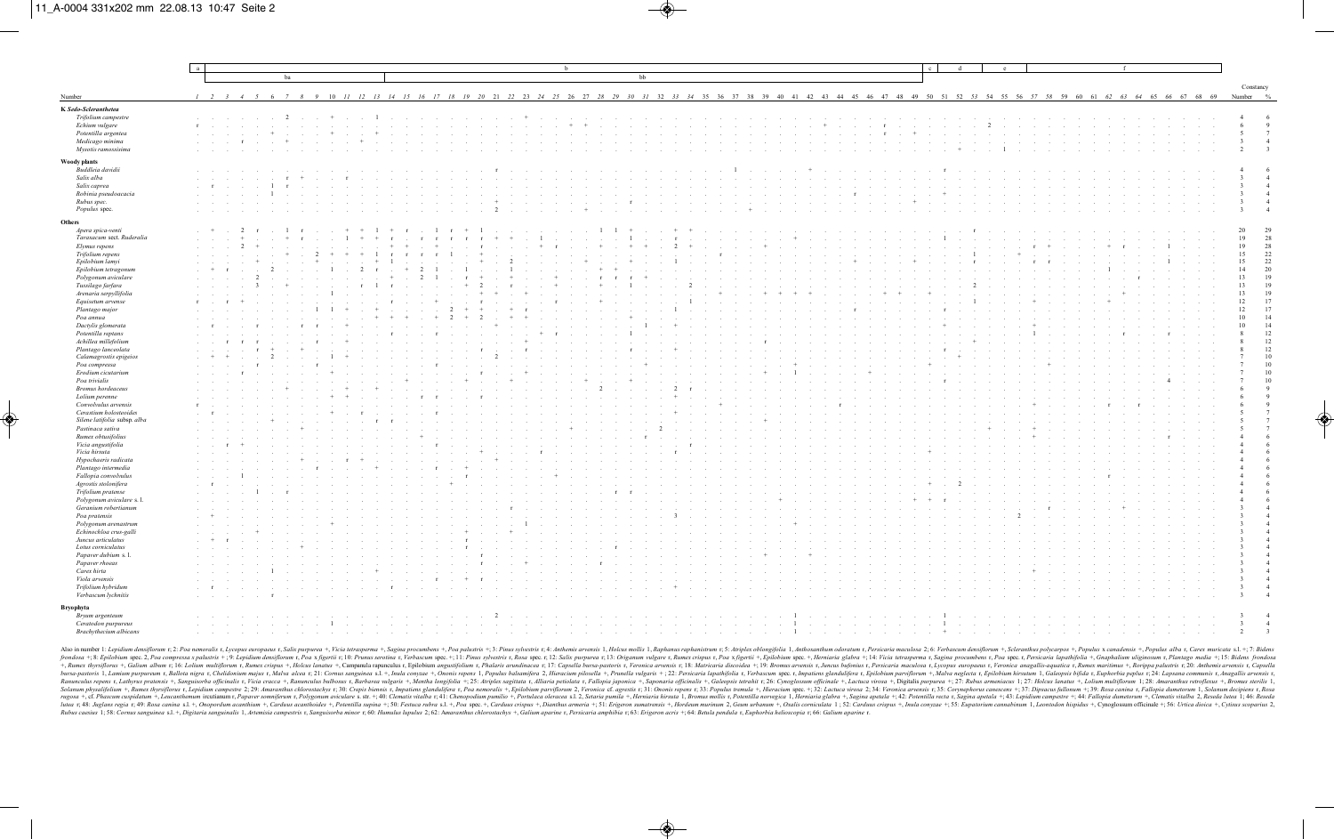| | | | | | | | | | | | | | | | | | | | | | | | | | | | | | | | | | | | | | | | | | | | | | | | | | | | | | | | | | | | | | | | | | | | | | | | |
|---|---|---|---|---|---|---|---|---|---|---|---|---|---|---|---|---|---|---|---|---|---|---|---|---|---|---|---|---|---|---|---|---|---|---|---|---|---|---|---|---|---|---|---|---|---|---|---|---|---|---|---|---|---|---|---|---|---|---|---|---|---|---|---|---|---|---|---|---|---|---|---|
| | a | | | | | | | | | | | | | | | | | | | | | | | b | | | | | | | | | | | | | | | | | | | | | | | | | | c | | d | | | e | | | | | | | f | | | | | | | | Constancy | |
| | | | | | ba | | | | | | | | | | | | | | | | | | | | | | | | | | | | | bb | | | | | | | | | | | | | | | | | | | | | | | | | | | | | | | | | | | | | |
| Number | 1 | 2 | 3 | 4 | 5 | 6 | 7 | 8 | 9 | 10 | 11 | 12 | 13 | 14 | 15 | 16 | 17 | 18 | 19 | 20 | 21 | 22 | 23 | 24 | 25 | 26 | 27 | 28 | 29 | 30 | 31 | 32 | 33 | 34 | 35 | 36 | 37 | 38 | 39 | 40 | 41 | 42 | 43 | 44 | 45 | 46 | 47 | 48 | 49 | 50 | 51 | 52 | 53 | 54 | 55 | 56 | 57 | 58 | 59 | 60 | 61 | 62 | 63 | 64 | 65 | 66 | 67 | 68 | 69 | Number | % |
| **K Sedo-Scleranthetea** | | | | | | | | | | | | | | | | | | | | | | | | | | | | | | | | | | | | | | | | | | | | | | | | | | | | | | | | | | | | | | | | | | | | | | | |
| *Trifolium campestre* | | | | | | | | | | | | 2 | | + | | | | 1 | | | | | | | | | | | + | | | | | | | | | | | | | | | | | | | | | | | | | | | | | | | | | | | | | | | | | 4 | 6 |
| *Echium vulgare* | r | | | | | | | | | | | | | | | | | | | | | | | | | | | | | + | + | | | | | | | | | | | | | | | | | + | | r | | | | | | | | | 2 | | | | | | | | | | | 6 | 9 |
| *Potentilla argentea* | | | | | | | | | | | + | | | + | | | | + | | | | | | | | | | | | | | | | | | | | | | | | | | | | | | | | | | | r | | + | | | | | | | | | | | | | | | 5 | 7 |
| *Medicago minima* | | | | r | | | | | + | | | + | | | | | | | | | | | | | | | | | | | | | | | | | | | | | | | | | | | | | | | | | | | | | | | | | | | | | | | | | | 3 | 4 |
| *Myosotis ramosissima* | | | | | | | | | | | | | | | | | | | | | | | | | | | | | | | | | | | | | | | | | | | | | | | | | | | | | | | | | | + | | | | 1 | | | | | | | | 2 | 3 |
| **Woody plants** | | | | | | | | | | | | | | | | | | | | | | | | | | | | | | | | | | | | | | | | | | | | | | | | | | | | | | | | | | | | | | | | | | | | | | | |
| *Buddleia davidii* | | | | | | | | | | | | | | | | | | | | r | | | | | | | | | | | | | | 1 | | | | | + | | | | | | | | | | | | | | | | | | | r | | | | | | | | | | | | 4 | 6 |
| *Salix alba* | | | | | | | | | r | + | | | | r | | | | | | | | | | | | | | | | | | | | | | | | | | | | | | | | | | | | | | | | | | | | | | | | | | | | | | | | 3 | 4 |
| *Salix caprea* | | r | | | | | | | 1 | r | | | | | | | | | | | | | | | | | | | | | | | | | | | | | | | | | | | | | | | | | | | | | | | | | | | | | | | | | | | | 3 | 4 |
| *Robinia pseudoacacia* | | | | | | | | | 1 | | | | | | | | | | | | | | | | | | | | | | | | | | | | | | | | | | | r | | | | | | | | | | | | | | + | | | | | | | | | | | | 3 | 4 |
| *Rubus spec.* | | | | | | | | | | | | | | | | | | | + | | | | | | | | | | | r | | | | | | | | | | | | | | | | | | + | | | | | | | | | | | | | | | | | | | | | | 3 | 4 |
| *Populus spec.* | | | | | | | | | | | | | | | | | | | 2 | | | | | | | | + | | | | | | | | | | | + | | | | | | | | | | | | | | | | | | | | | | | | | | | | | | | | 3 | 4 |
| **Others** | | | | | | | | | | | | | | | | | | | | | | | | | | | | | | | | | | | | | | | | | | | | | | | | | | | | | | | | | | | | | | | | | | | | | | | |
| *Apera spica-venti* | | + | | 2 | r | | 1 | r | | | | + | + | 1 | + | r | 1 | r | + | 1 | | | | | | | | 1 | 1 | + | | + | + | | | | | | | | | | | | | | | | | | | | | | | | | | r | | | | | | | | | | | 20 | 29 |
| *Taraxacum* sect. *Ruderalia* | | | | + | | | | + | r | | | 1 | + | + | r | | r | r | r | r | r | + | + | | | 1 | | | | 1 | | | r | | | | | | + | | | | | | | | | | | | | 1 | | | | | | | | | | | | | | | | | | 19 | 28 |
| *Elymus repens* | | | | 2 | + | | | | | | | + | + | | + | | | | | r | | | | + | r | | | + | | + | + | | 2 | + | | | | + | | | | | | | | | | | | | | | | | | | r | + | | | | | + | r | | | 1 | | | 19 | 28 |
| *Trifolium repens* | | | | | + | | | | + | 2 | + | + | + | + | r | r | r | 1 | r | | | | | | | | | | | | | | | | | | r | | | | | | | | | | | | | | | | 1 | | | + | | | | | | | | | | | | | | 15 | 22 |
| *Epilobium lamyi* | | | | | + | | | | + | | | + | 1 | | | | | | | + | | 2 | | | | | + | | | + | | | 1 | | | | | | | | | | | + | | | + | | | | | | | r | | | | r | r | | | | | | | | 1 | | | 15 | 22 |
| *Epilobium tetragonum* | | + | r | | | 2 | | | | | 1 | | 2 | | + | 2 | 1 | + | 1 | | | 1 | | | | | | + | + | | | | | | | | | | | | | | | | | | | | | | | | | | | | | | | | | | | 1 | | | | | | 14 | 20 |
| *Polygonum aviculare* | | | | | 2 | | | | | | | | | | + | 2 | 1 | | r | + | | + | | | | | + | | r | r | r | + | | | | | | | | | | | | | | | | | | | | | | | | | | | | | | | | | | r | | | | 13 | 19 |
| *Tussilago farfara* | | | | 3 | | + | | | | | r | 1 | r | | | | | | + | 2 | | + | | | | | + | | | + | 1 | | | 2 | | | | | | | | | | | | | | | | | | | | | | | 2 | | | | | | | | | | | | | 13 | 19 |
| *Arenaria serpyllifolia* | | | | | | | | | | | 1 | | | | | | | | | + | + | | + | | | | | | | | | | | | | | + | | | + | | + | + | + | | | | + | + | | + | | | | | | | | | | | | | + | | | | | | 13 | 19 |
| *Equisetum arvense* | r | | r | + | | | | | | | | | r | | | | + | | | | r | | | | | r | | | + | | | | | 1 | | | | | | | | | | | | | | | | | | | | | | | 1 | | | | + | | | + | | | | | | 12 | 17 |
| *Plantago major* | | | | | | | | | | 1 | 1 | + | | + | | | | | 2 | + | | + | + | | | | | | | | | | | 1 | | | | | | | | | | | | | r | | | | | | r | | | | | | + | | | | | | | | | | | 12 | 17 |
| *Poa annua* | | | | | | | | | | | | | + | + | + | | + | 2 | + | 2 | | + | + | | | | | | | + | | | | | | | | | | | | | | | | | | | | | | | | | | | | | | | | | | | | | | | | 10 | 14 |
| *Dactylis glomerata* | | r | | | r | | | r | r | | + | | | | | | | | | | + | | | | | | | | | | 1 | | | + | | | | | | | | | | | | | | | | | | + | | | | | | + | | | | | | | | | | | | 10 | 14 |
| *Potentilla reptans* | | | | | | | | | | | | | | r | | | | r | | | | | | | + | r | | | | | 1 | | | | | | | | | | | | | | | | | | | | | | | | | | | | | | 1 | | | r | | | r | | | 8 | 12 |
| *Achillea millefolium* | | | r | r | | r | | | | r | + | | | | | | | | | | | | + | | | | | | | | | | | | | | | | r | | | | | | | | | | | | | | | | + | | | | | | | | | | | | | | | 8 | 12 |
| *Plantago lanceolata* | | | | | r | + | | + | | | | | | | | | | | | r | | | | | r | | | | | | r | | | + | | | | | | | | | | | | | | | | | | r | | | | | | | | | | | | | | | | | | 8 | 12 |
| *Calamagrostis epigejos* | | + | + | | | 2 | | | | 1 | + | | | | | | | | | | 2 | | | | | | | | | | | | | | | | | | | | | | | | | | | | | | | | + | | | | | | | | | | | | | | | | | 7 | 10 |
| *Poa compressa* | | | | r | | | | r | | | | | | | | r | | | | | | | | | | | | | | + | | | | | | | | | | | + | | | | | | | | | | + | | | | | | | + | | | | | | | | | | | | 7 | 10 |
| *Erodium cicutarium* | | | | r | | | | | | | + | | | | | | | | | r | | | + | | | | | | | | | | | | | | | | + | | 1 | | | | | | + | | | | | | | | | | | | | | | | | | | | | | | 7 | 10 |
| *Poa trivialis* | | | | | | | | | | | | | | | + | | | | + | | | + | | | | | | + | | | + | | | | | | | | | | | | | | | | | | | | | r | | | | | | | | | | | | | | 4 | | | | 7 | 10 |
| *Bromus hordeaceus* | | | | | | | + | | | | + | | + | | | | | | | | | | | | | | | | 2 | | | | | 2 | r | | | | | | | | | | | | | | | | | | | | | | | | | | | | | | | | | | | 6 | 9 |
| *Lolium perenne* | | | | | | | | | | + | + | | | | | | r | r | | | + | | | | | | | | | | | | | + | | | | | | | | | | | | | | | | | | | | | | | | | | | | | | | | | | | | 6 | 9 |
| *Convolvulus arvensis* | r | | | | | | | | | | | | | | | | | | | | | | | | | | | | | | | | | | | | + | | | | | | | | | r | | | | | | | | | | | + | | | | | r | | r | | | | | | 6 | 9 |
| *Cerastium holosteoides* | | r | | | | | | | | + | | r | | | | | r | | | | | | | | | | | | | | | | | + | | | | | | | | | | | | | | | | | | | | | | | | | | | | | | | | | | | | 5 | 7 |
| *Silene latifolia* subsp. *alba* | | | | | | + | | | | | | | r | r | | | | | | | | | | | | | | | | | | | | | | | | + | | | | | | | | | | | | | | | + | | | | | | | | | | | | | | | | | 5 | 7 |
| *Pastinaca sativa* | | | | | | | + | | | | | | | | | | | | | | | | | | + | | | | | | | | | | 2 | | | | | | | | | | | | | | | | | | | | + | | | + | | | | | | | | | | | | 5 | 7 |
| *Rumex obtusifolius* | | | | | | | | | | | | | | | | + | | | | | | | | | | | | | | | | | r | | | | | | | | | | | | | | | | | | | | | | | | | + | | | | | | | | r | | | | 4 | 6 |
| *Vicia angustifolia* | | | r | + | | | | | | | | | | | | | r | | | | | | | | | | | | | | | | | r | | | | | | | | | | | | | | | | | | | | | | | | | | | | | | | | | | | | 4 | 6 |
| *Vicia hirsuta* | | | | | | | | | | | | | | | | | | | + | | | | | | | | r | | | | | | | r | | | | | | | | | | | | | | | | | + | | | | | | | | | | | | | | | | | | | 4 | 6 |
| *Hypochaeris radicata* | | | | | | | + | | | | r | + | | | | | | | | | | + | | | | | | | | | | | | | | | | | | | | | | | | | | | | | | | | | | | | | | | | | | | | | | | | 4 | 6 |
| *Plantago intermedia* | | | | | | | | | r | | | | | + | | | | r | | + | | | | | | | | | | | | | | | | | | | | | | | | | | | | | | | | | | | | | | | | | | | | | | | | | | 4 | 6 |
| *Fallopia convolvulus* | | | 1 | | | | | | | | | | | | | | | | r | | | | | | | + | | | | | | | | | | | | | | | | | | | | | | | | | | | | | | | | | | | r | | | | | | | | | 4 | 6 |
| *Agrostis stolonifera* | | r | | | | | | | | | | | | | | | + | | | | | | | | | | | | | | | | | | | | | | | | | | | | | | | | | + | | 2 | | | | | | | | | | | | | | | | | | 4 | 6 |
| *Trifolium pratense* | | | | | 1 | | r | | | | | | | | | | | | | | | | | | | | | | r | r | | | | | | | | | | | | | | | | | | | | | | | | | | | | | | | | | | | | | | | | 4 | 6 |
| *Polygonum aviculare* s. l. | | | | | | | | | | | | | | | | | | | | | | | | | | | | | | | | | | | | | | + | | | | | | | | | | | + | + | r | | | | | | | | | | | | | | | | | | | 4 | 6 |
| *Geranium robertianum* | | | | | | | | | | | | | | | | | | | r | | | | | | | | | | | | | | | | | | | | | | | | | | | | | | | | | | | | | | r | | | | | | + | | | | | | | 3 | 4 |
| *Poa pratensis* | | + | | | | | | | | | | | | | | | | | | | | | | | | | | | | | | | 3 | | | | | | | | | | | | | | | | | | | | | | | 2 | | | | | | | | | | | | | | 3 | 4 |
| *Polygonum arenastrum* | | | | | | | | | | | + | | | | | | | | | 1 | | | | | | | | | | | | | | | | | | | | | + | | | | | | | | | | | | | | | | | | | | | | | | | | | | | 3 | 4 |
| *Echinochloa crus-galli* | | | | | + | | | | | | | | | | | | | + | | | | + | | | | | | | | | | | | | | | | | | | | | | | | | | | | | | | | | | | | | | | | | | | | | | | | 3 | 4 |
| *Juncus articulatus* | | + | r | | | | | | | | | | | | | | | | r | | | | | | | | | | | | | | | | | | | | | | | | | | | | | | | | | | | | | | | | | | | | | | | | | | | 3 | 4 |
| *Lotus corniculatus* | | | | | | | + | | | | | | | | | | | | r | | | | | | | | | | | r | | | | | | | | | | | | | | | | | | | | | | | | | | | | | | | | | | | | | | | | 3 | 4 |
| *Papaver dubium* s. l. | | | | | | | | | | | | | | | | | | | | r | | | | | | | | | | | | | | | | | | + | | | | + | | | | | | | | | | | | | | | | | | | | | | | | | | | | 3 | 4 |
| *Papaver rhoeas* | | | | | | | | | | | | | | | | | | | r | | | + | | | | | | | r | | | | | | | | | | | | | | | | | | | | | | | | | | | | | | | | | | | | | | | | | 3 | 4 |
| *Carex hirta* | | | | | 1 | | | | | | | | + | | | | | | | | | | | | | | | | | | | | | | | | | | | | | | | | | | | | | | | | | | | | + | | | | | | | | | | | | | 3 | 4 |
| *Viola arvensis* | | | | | | | | | | | | | | | | | r | | + | r | | | | | | | | | | | | | | | | | | | | | | | | | | | | | | | | | | | | | | | | | | | | | | | | | | 3 | 4 |
| *Trifolium hybridum* | | r | | | | | | | | | | r | | | | | | | | | | | | | | | | | | | | | | + | | | | | | | | | | | | | | | | | | | | | | | | | | | | | | | | | | | | 3 | 4 |
| *Verbascum lychnitis* | | | | | r | | | | | | | | | | | | | | | | | | | | | | | | | | | | | | | | | | | | | | | | | | | | | | | | | | | | | | | | | | | | | | | | | 3 | 4 |
| **Bryophyta** | | | | | | | | | | | | | | | | | | | | | | | | | | | | | | | | | | | | | | | | | | | | | | | | | | | | | | | | | | | | | | | | | | | | | | | |
| *Bryum argenteum* | | | | | | | | | | | | | | | | | | | 2 | | | | | | | | | | | | | | | | | | | 1 | | | | | | | | | | | | | 1 | | | | | | | | | | | | | | | | | | | 3 | 4 |
| *Ceratodon purpureus* | | | | | | | | 1 | | | | | | | | | | | | | | | | | | | | | | | | | | | | | | 1 | | | | | | | | | | | | | 1 | | | | | | | | | | | | | | | | | | | 3 | 4 |
| *Brachythecium albicans* | | | | | | | | | | | | | | | | | | | | | | | | | | | | | | | | | | | | | | 1 | | | | | | | | | | | | | + | | | | | | | | | | | | | | | | | | | 2 | 3 |

Also in number 1: *Lepidium densiflorum* r; 2: *Poa nemoralis* 1, *Lycopus europaeus* r, *Salix purpurea* +, *Vicia tetrasperma* +, *Sagina procumbens* +, *Poa palustris* +; 3: *Pinus sylvestris* r; 4: *Anthemis arvensis* 1, *Holcus mollis* 1, *Raphanus raphanistrum* r; 5: *Atriplex oblongifolia* 1, *Anthoxanthum odoratum* r, *Persicaria maculosa* 2; 6: *Verbascum densiflorum* +, *Scleranthus polycarpos* +, *Populus* x *canadensis* +, *Populus alba* r, *Carex muricata* s.l. +; 7: *Bidens frondosa* +; 8: *Epilobium* spec. 2, *Poa compressa* x *palustris* +; 9: *Lepidium densiflorum* r, *Poa* x *figertii* r; 10: *Prunus serotina* r, *Verbascum* spec. +; 11: *Pinus sylvestris* r, *Rosa* spec. r; 12: *Salix purpurea* r; 13: *Origanum vulgare* r, *Rumex crispus* r, *Poa* x *figertii* +, *Epilobium* spec. +, *Herniaria glabra* +; 14: *Vicia tetrasperma* r, *Sagina procumbens* r, *Poa* spec. r, *Persicaria lapathifolia* +, *Gnaphalium uliginosum* r, *Plantago media* +; 15: *Bidens frondosa* +, *Rumex thyrsiflorus* +, *Galium album* r; 16: *Lolium multiflorum* r, *Rumex crispus* +, *Holcus lanatus* +, *Campanula rapunculus* r, *Epilobium angustifolium* r, *Phalaris arundinacea* r; 17: *Capsella bursa-pastoris* r, *Veronica arvensis* r; 18: *Matricaria discoidea* +; 19: *Bromus arvensis* r, *Juncus bufonius* r, *Persicaria maculosa* r, *Lycopus europaeus* r, *Veronica anagallis-aquatica* r, *Rumex maritimus* +, *Rorippa palustris* r; 20: *Anthemis arvensis* 1, *Capsella bursa-pastoris* 1, *Lamium purpureum* r, *Ballota nigra* r, *Chelidonium majus* r, *Malva alcea* r; 21: *Cornus sanguinea* s.l. +, *Inula conyzae* +, *Ononis repens* 1, *Populus balsamifera* 2, *Hieracium pilosella* +, *Prunella vulgaris* +; 22: *Persicaria lapathifolia* r, *Verbascum* spec. r, *Impatiens glandulifera* r, *Epilobium parviflorum* +, *Malva neglecta* r, *Epilobium hirsutum* 1, *Galeopsis bifida* r, *Euphorbia peplus* r; 24: *Lapsana communis* r, *Anagallis arvensis* r, *Ranunculus repens* r, *Lathyrus pratensis* +, *Sanguisorba officinalis* r, *Vicia cracca* +, *Ranunculus bulbosus* r, *Barbarea vulgaris* +, *Mentha longifolia* +; 25: *Atriplex sagittata* r, *Alliaria petiolata* r, *Fallopia japonica* +, *Saponaria officinalis* +, *Galeopsis tetrahit* r; 26: *Cynoglossum officinale* +, *Lactuca virosa* +, *Digitalis purpurea* +; 27: *Rubus armeniacus* 1; 27: *Holcus lanatus* +, *Lolium multiflorum* 1; 28: *Amaranthus retroflexus* +, *Bromus sterilis* 1, *Solanum physalifolium* +, *Rumex thyrsiflorus* r, *Lepidium campestre* 2; 29: *Amaranthus chlorostachys* r; 30: *Crepis biennis* r, *Impatiens glandulifera* r, *Poa nemoralis* +, *Epilobium parviflorum* 2, *Veronica* cf. *agrestis* r; 31: *Ononis repens* r; 33: *Populus tremula* +, *Hieracium* spec. +; 32: *Lactuca virosa* 2; 34: *Veronica arvensis* r; 35: *Corynephorus canescens* +; 37: *Dipsacus fullonum* +; 39: *Rosa canina* r, *Fallopia dumetorum* 1, *Solanum decipiens* r, *Rosa rugosa* +, cf. *Phascum cuspidatum* +, *Leucanthemum ircutianum* r, *Papaver somniferum* r, *Polygonum aviculare* s. str. +; 40: *Clematis vitalba* r; 41: *Chenopodium pumilio* +, *Portulaca oleracea* s.l. 2, *Setaria pumila* +, *Herniaria hirsuta* 1, *Bromus mollis* r, *Potentilla norvegica* 1, *Herniaria glabra* +, *Sagina apetala* +; 42: *Potentilla recta* r, *Sagina apetala* +; 43: *Lepidium campestre* +; 44: *Fallopia dumetorum* +, *Clematis vitalba* 2, *Reseda lutea* 1; 46: *Reseda lutea* r; 48: *Juglans regia* r; 49: *Rosa canina* s.l. +, *Onopordum acanthium* +, *Carduus acanthoides* +, *Potentilla supina* +; 50: *Festuca rubra* s.l. +, *Poa* spec. +, *Carduus crispus* +, *Dianthus armeria* +; 51: *Erigeron sumatrensis* +, *Hordeum murinum* 2, *Geum urbanum* +, *Oxalis corniculata* 1; 52: *Carduus crispus* +, *Inula conyzae* +; 55: *Eupatorium cannabinum* 1, *Leontodon hispidus* +, *Cynoglossum officinale* +; 56: *Urtica dioica* +, *Cytisus scoparius* 2, *Rubus caesius* 1; 58: *Cornus sanguinea* s.l. +, *Digitaria sanguinalis* 1, *Artemisia campestris* r, *Sanguisorba minor* r; 60: *Humulus lupulus* 2; 62: *Amaranthus chlorostachys* +, *Galium aparine* r, *Persicaria amphibia* r; 63: *Erigeron acris* +; 64: *Betula pendula* r, *Euphorbia helioscopia* r; 66: *Galium aparine* r.